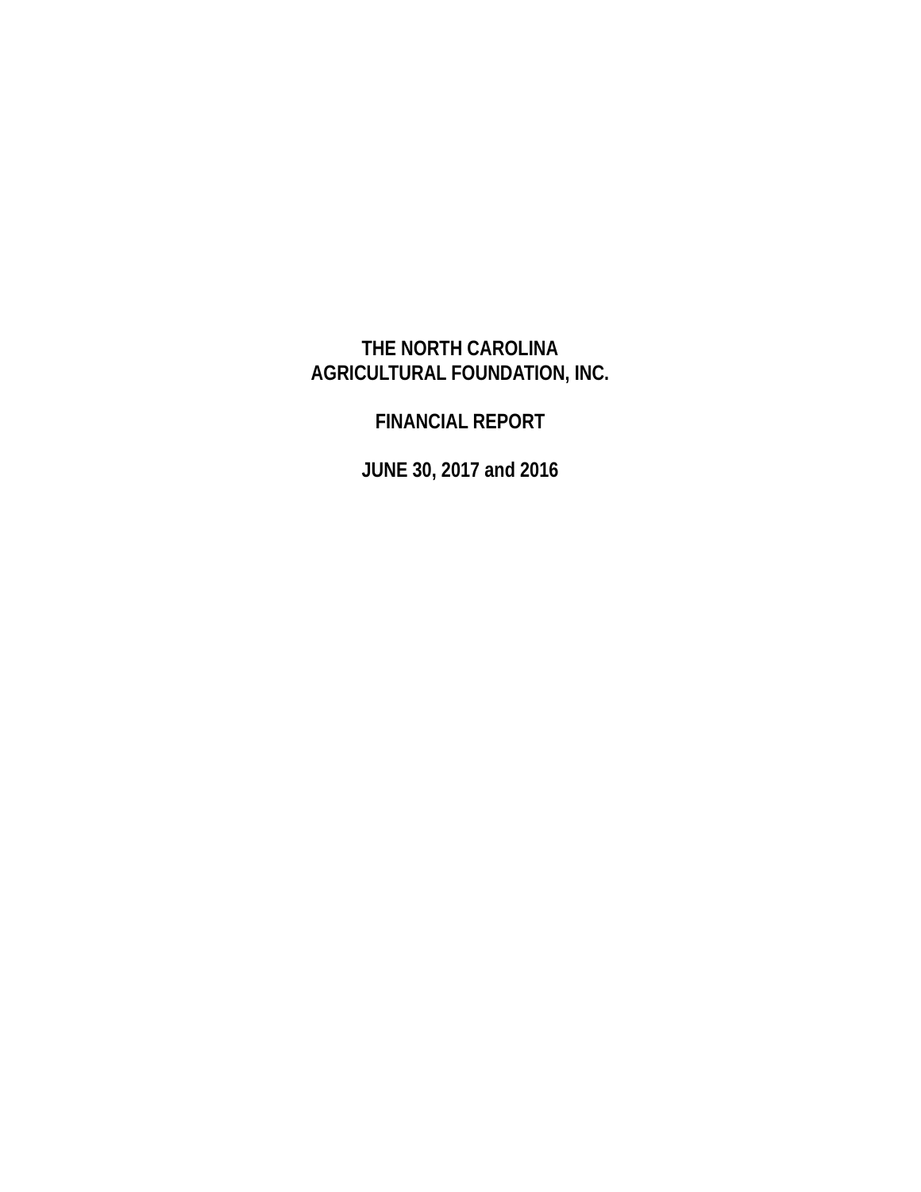# THE NORTH CAROLINA AGRICULTURAL FOUNDATION, INC.

## FINANCIAL REPORT

## JUNE 30, 2017 and 2016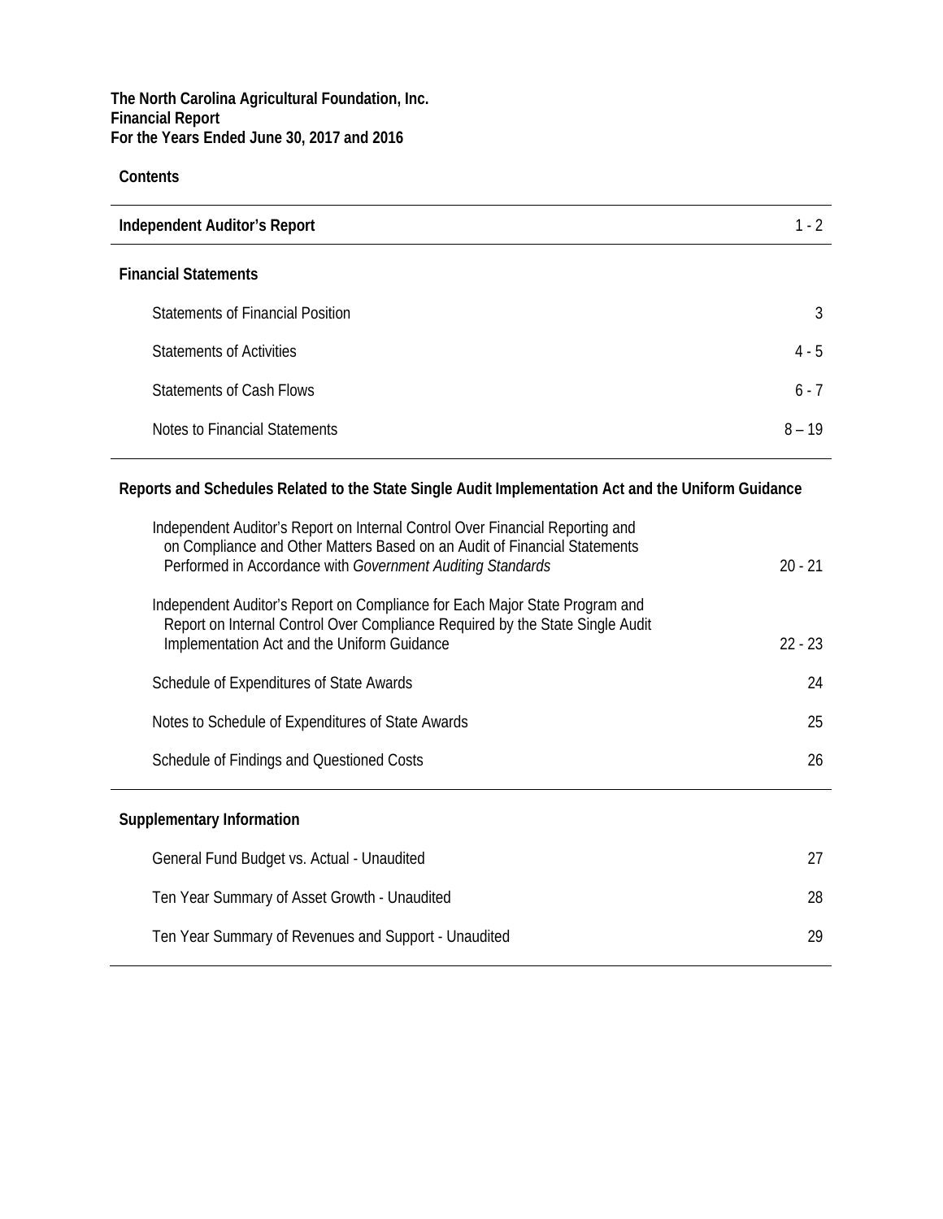**The North Carolina Agricultural Foundation, Inc.**
**Financial Report**
**For the Years Ended June 30, 2017 and 2016**

**Contents**

| | |
|---|---|
| **Independent Auditor's Report** | 1 - 2 |
| **Financial Statements** | |
| Statements of Financial Position | 3 |
| Statements of Activities | 4 - 5 |
| Statements of Cash Flows | 6 - 7 |
| Notes to Financial Statements | 8 – 19 |
| **Reports and Schedules Related to the State Single Audit Implementation Act and the Uniform Guidance** | |
| Independent Auditor's Report on Internal Control Over Financial Reporting and on Compliance and Other Matters Based on an Audit of Financial Statements Performed in Accordance with *Government Auditing Standards* | 20 - 21 |
| Independent Auditor's Report on Compliance for Each Major State Program and Report on Internal Control Over Compliance Required by the State Single Audit Implementation Act and the Uniform Guidance | 22 - 23 |
| Schedule of Expenditures of State Awards | 24 |
| Notes to Schedule of Expenditures of State Awards | 25 |
| Schedule of Findings and Questioned Costs | 26 |
| **Supplementary Information** | |
| General Fund Budget vs. Actual - Unaudited | 27 |
| Ten Year Summary of Asset Growth - Unaudited | 28 |
| Ten Year Summary of Revenues and Support - Unaudited | 29 |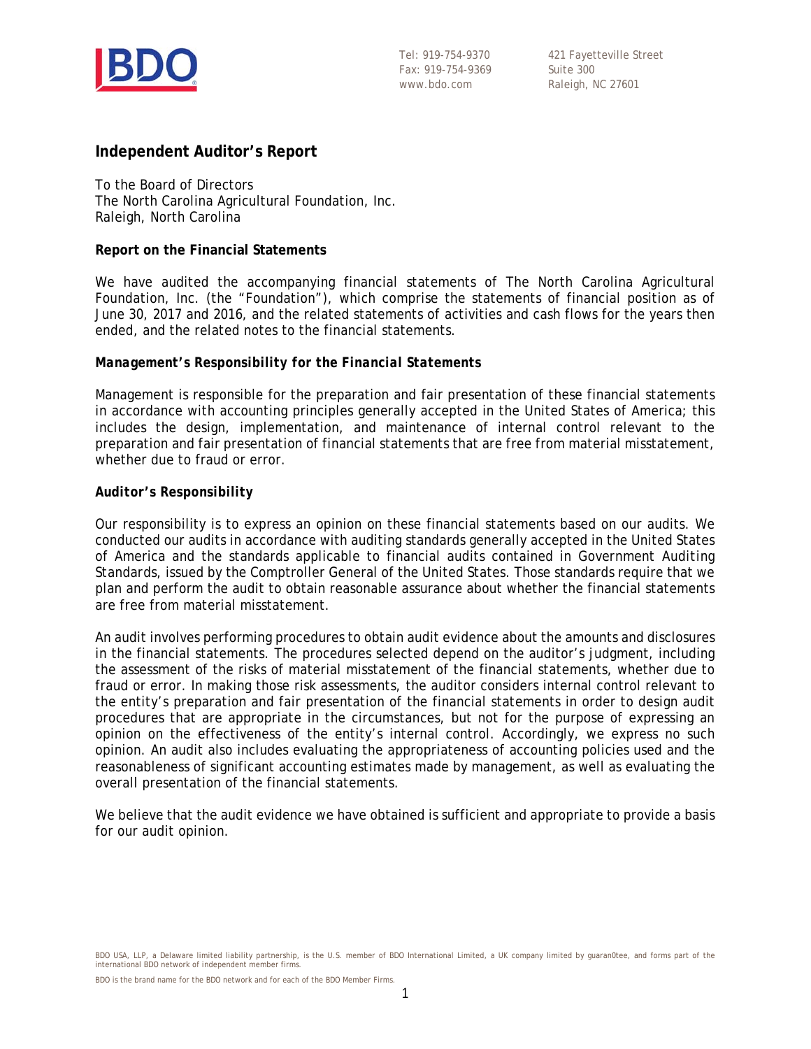Tel: 919-754-9370
Fax: 919-754-9369
www.bdo.com

421 Fayetteville Street
Suite 300
Raleigh, NC 27601

## Independent Auditor's Report

To the Board of Directors
The North Carolina Agricultural Foundation, Inc.
Raleigh, North Carolina

### Report on the Financial Statements

We have audited the accompanying financial statements of The North Carolina Agricultural Foundation, Inc. (the "Foundation"), which comprise the statements of financial position as of June 30, 2017 and 2016, and the related statements of activities and cash flows for the years then ended, and the related notes to the financial statements.

#### *Management's Responsibility for the Financial Statements*

Management is responsible for the preparation and fair presentation of these financial statements in accordance with accounting principles generally accepted in the United States of America; this includes the design, implementation, and maintenance of internal control relevant to the preparation and fair presentation of financial statements that are free from material misstatement, whether due to fraud or error.

#### Auditor's Responsibility

Our responsibility is to express an opinion on these financial statements based on our audits. We conducted our audits in accordance with auditing standards generally accepted in the United States of America and the standards applicable to financial audits contained in Government Auditing Standards, issued by the Comptroller General of the United States. Those standards require that we plan and perform the audit to obtain reasonable assurance about whether the financial statements are free from material misstatement.

An audit involves performing procedures to obtain audit evidence about the amounts and disclosures in the financial statements. The procedures selected depend on the auditor's judgment, including the assessment of the risks of material misstatement of the financial statements, whether due to fraud or error. In making those risk assessments, the auditor considers internal control relevant to the entity's preparation and fair presentation of the financial statements in order to design audit procedures that are appropriate in the circumstances, but not for the purpose of expressing an opinion on the effectiveness of the entity's internal control. Accordingly, we express no such opinion. An audit also includes evaluating the appropriateness of accounting policies used and the reasonableness of significant accounting estimates made by management, as well as evaluating the overall presentation of the financial statements.

We believe that the audit evidence we have obtained is sufficient and appropriate to provide a basis for our audit opinion.

BDO USA, LLP, a Delaware limited liability partnership, is the U.S. member of BDO International Limited, a UK company limited by guaran0tee, and forms part of the international BDO network of independent member firms.

BDO is the brand name for the BDO network and for each of the BDO Member Firms.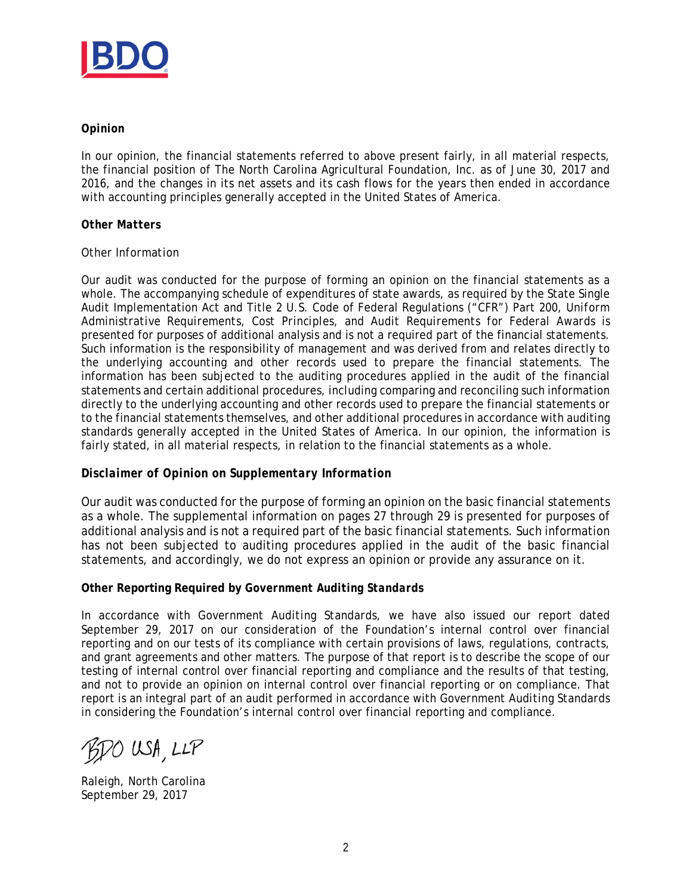**Opinion**

In our opinion, the financial statements referred to above present fairly, in all material respects, the financial position of The North Carolina Agricultural Foundation, Inc. as of June 30, 2017 and 2016, and the changes in its net assets and its cash flows for the years then ended in accordance with accounting principles generally accepted in the United States of America.

**Other Matters**

*Other Information*

Our audit was conducted for the purpose of forming an opinion on the financial statements as a whole. The accompanying schedule of expenditures of state awards, as required by the State Single Audit Implementation Act and Title 2 U.S. Code of Federal Regulations ("CFR") Part 200, *Uniform Administrative Requirements, Cost Principles, and Audit Requirements for Federal Awards* is presented for purposes of additional analysis and is not a required part of the financial statements. Such information is the responsibility of management and was derived from and relates directly to the underlying accounting and other records used to prepare the financial statements. The information has been subjected to the auditing procedures applied in the audit of the financial statements and certain additional procedures, including comparing and reconciling such information directly to the underlying accounting and other records used to prepare the financial statements or to the financial statements themselves, and other additional procedures in accordance with auditing standards generally accepted in the United States of America. In our opinion, the information is fairly stated, in all material respects, in relation to the financial statements as a whole.

***Disclaimer of Opinion on Supplementary Information***

Our audit was conducted for the purpose of forming an opinion on the basic financial statements as a whole. The supplemental information on pages 27 through 29 is presented for purposes of additional analysis and is not a required part of the basic financial statements. Such information has not been subjected to auditing procedures applied in the audit of the basic financial statements, and accordingly, we do not express an opinion or provide any assurance on it.

**Other Reporting Required by *Government Auditing Standards***

In accordance with Government Auditing Standards, we have also issued our report dated September 29, 2017 on our consideration of the Foundation's internal control over financial reporting and on our tests of its compliance with certain provisions of laws, regulations, contracts, and grant agreements and other matters. The purpose of that report is to describe the scope of our testing of internal control over financial reporting and compliance and the results of that testing, and not to provide an opinion on internal control over financial reporting or on compliance. That report is an integral part of an audit performed in accordance with *Government Auditing Standards* in considering the Foundation's internal control over financial reporting and compliance.

BDO USA, LLP

Raleigh, North Carolina
September 29, 2017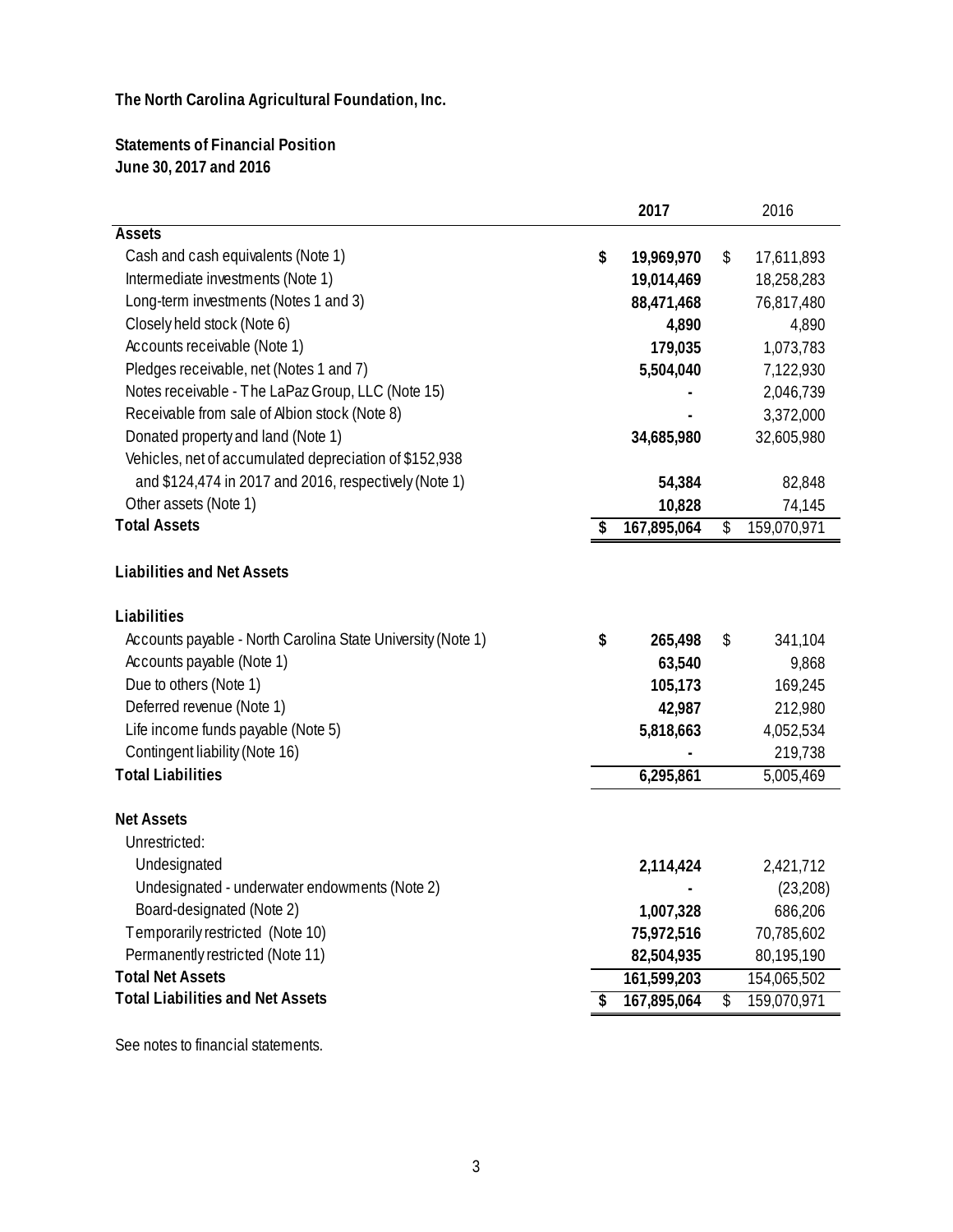**The North Carolina Agricultural Foundation, Inc.**

**Statements of Financial Position**
**June 30, 2017 and 2016**

| | **2017** | 2016 |
|---|---|---|
| **Assets** | | |
| Cash and cash equivalents (Note 1) | **$ 19,969,970** | $ 17,611,893 |
| Intermediate investments (Note 1) | **19,014,469** | 18,258,283 |
| Long-term investments (Notes 1 and 3) | **88,471,468** | 76,817,480 |
| Closely held stock (Note 6) | **4,890** | 4,890 |
| Accounts receivable (Note 1) | **179,035** | 1,073,783 |
| Pledges receivable, net (Notes 1 and 7) | **5,504,040** | 7,122,930 |
| Notes receivable - The LaPaz Group, LLC (Note 15) | **-** | 2,046,739 |
| Receivable from sale of Albion stock (Note 8) | **-** | 3,372,000 |
| Donated property and land (Note 1) | **34,685,980** | 32,605,980 |
| Vehicles, net of accumulated depreciation of $152,938 and $124,474 in 2017 and 2016, respectively (Note 1) | **54,384** | 82,848 |
| Other assets (Note 1) | **10,828** | 74,145 |
| **Total Assets** | **$ 167,895,064** | $ 159,070,971 |
| | | |
| **Liabilities and Net Assets** | | |
| | | |
| **Liabilities** | | |
| Accounts payable - North Carolina State University (Note 1) | **$ 265,498** | $ 341,104 |
| Accounts payable (Note 1) | **63,540** | 9,868 |
| Due to others (Note 1) | **105,173** | 169,245 |
| Deferred revenue (Note 1) | **42,987** | 212,980 |
| Life income funds payable (Note 5) | **5,818,663** | 4,052,534 |
| Contingent liability (Note 16) | **-** | 219,738 |
| **Total Liabilities** | **6,295,861** | 5,005,469 |
| | | |
| **Net Assets** | | |
| Unrestricted: | | |
| Undesignated | **2,114,424** | 2,421,712 |
| Undesignated - underwater endowments (Note 2) | **-** | (23,208) |
| Board-designated (Note 2) | **1,007,328** | 686,206 |
| Temporarily restricted (Note 10) | **75,972,516** | 70,785,602 |
| Permanently restricted (Note 11) | **82,504,935** | 80,195,190 |
| **Total Net Assets** | **161,599,203** | 154,065,502 |
| **Total Liabilities and Net Assets** | **$ 167,895,064** | $ 159,070,971 |

See notes to financial statements.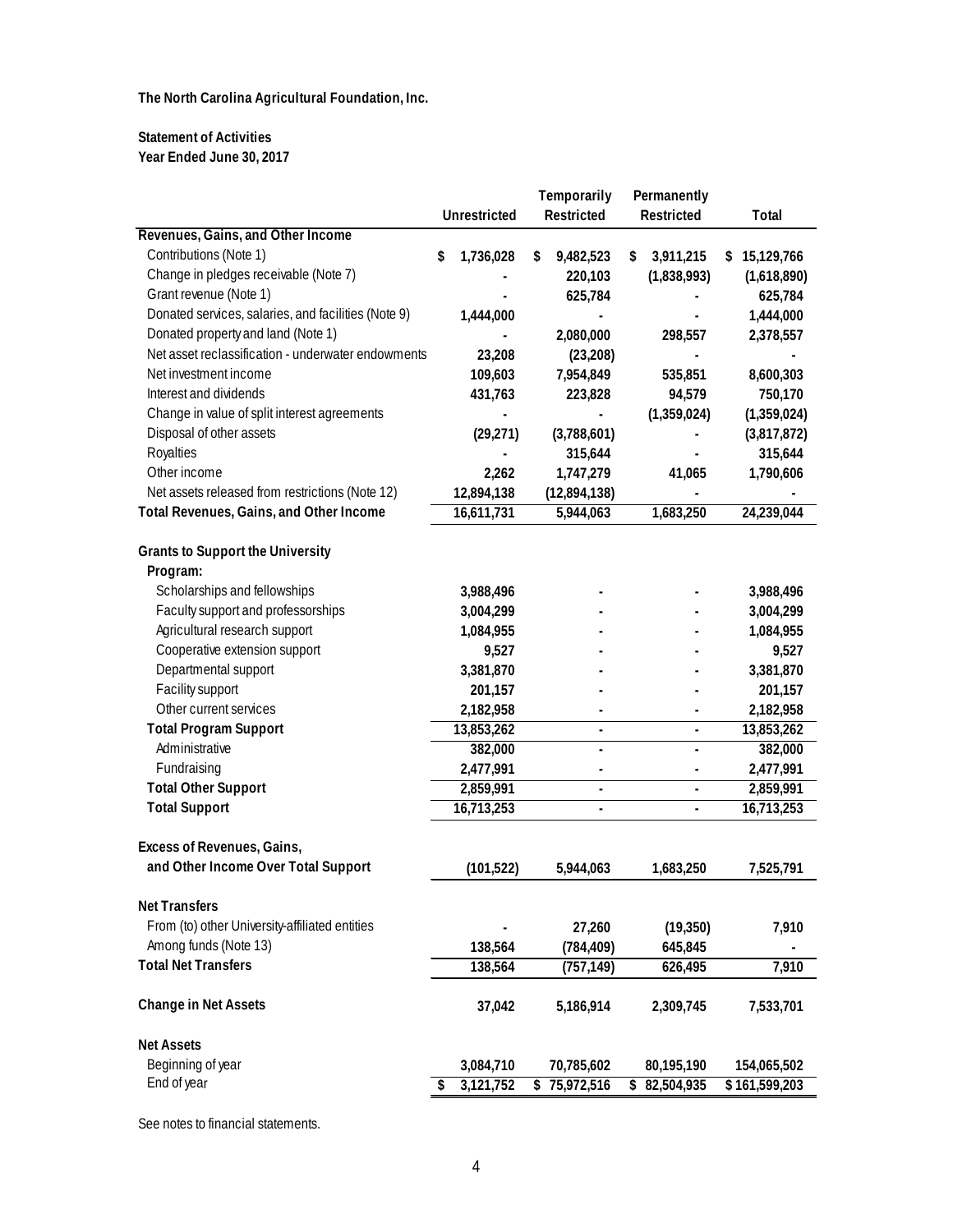**The North Carolina Agricultural Foundation, Inc.**

**Statement of Activities**
**Year Ended June 30, 2017**

| | Unrestricted | Temporarily Restricted | Permanently Restricted | Total |
|---|---|---|---|---|
| **Revenues, Gains, and Other Income** | | | | |
| Contributions (Note 1) | $ 1,736,028 | $ 9,482,523 | $ 3,911,215 | $ 15,129,766 |
| Change in pledges receivable (Note 7) | - | 220,103 | (1,838,993) | (1,618,890) |
| Grant revenue (Note 1) | - | 625,784 | - | 625,784 |
| Donated services, salaries, and facilities (Note 9) | 1,444,000 | - | - | 1,444,000 |
| Donated property and land (Note 1) | - | 2,080,000 | 298,557 | 2,378,557 |
| Net asset reclassification - underwater endowments | 23,208 | (23,208) | - | - |
| Net investment income | 109,603 | 7,954,849 | 535,851 | 8,600,303 |
| Interest and dividends | 431,763 | 223,828 | 94,579 | 750,170 |
| Change in value of split interest agreements | - | - | (1,359,024) | (1,359,024) |
| Disposal of other assets | (29,271) | (3,788,601) | - | (3,817,872) |
| Royalties | - | 315,644 | - | 315,644 |
| Other income | 2,262 | 1,747,279 | 41,065 | 1,790,606 |
| Net assets released from restrictions (Note 12) | 12,894,138 | (12,894,138) | - | - |
| **Total Revenues, Gains, and Other Income** | 16,611,731 | 5,944,063 | 1,683,250 | 24,239,044 |
| | | | | |
| **Grants to Support the University** | | | | |
| **Program:** | | | | |
| Scholarships and fellowships | 3,988,496 | - | - | 3,988,496 |
| Faculty support and professorships | 3,004,299 | - | - | 3,004,299 |
| Agricultural research support | 1,084,955 | - | - | 1,084,955 |
| Cooperative extension support | 9,527 | - | - | 9,527 |
| Departmental support | 3,381,870 | - | - | 3,381,870 |
| Facility support | 201,157 | - | - | 201,157 |
| Other current services | 2,182,958 | - | - | 2,182,958 |
| **Total Program Support** | 13,853,262 | - | - | 13,853,262 |
| Administrative | 382,000 | - | - | 382,000 |
| Fundraising | 2,477,991 | - | - | 2,477,991 |
| **Total Other Support** | 2,859,991 | - | - | 2,859,991 |
| **Total Support** | 16,713,253 | - | - | 16,713,253 |
| | | | | |
| **Excess of Revenues, Gains, and Other Income Over Total Support** | (101,522) | 5,944,063 | 1,683,250 | 7,525,791 |
| | | | | |
| **Net Transfers** | | | | |
| From (to) other University-affiliated entities | - | 27,260 | (19,350) | 7,910 |
| Among funds (Note 13) | 138,564 | (784,409) | 645,845 | - |
| **Total Net Transfers** | 138,564 | (757,149) | 626,495 | 7,910 |
| | | | | |
| **Change in Net Assets** | 37,042 | 5,186,914 | 2,309,745 | 7,533,701 |
| | | | | |
| **Net Assets** | | | | |
| Beginning of year | 3,084,710 | 70,785,602 | 80,195,190 | 154,065,502 |
| End of year | $ 3,121,752 | $ 75,972,516 | $ 82,504,935 | $ 161,599,203 |

See notes to financial statements.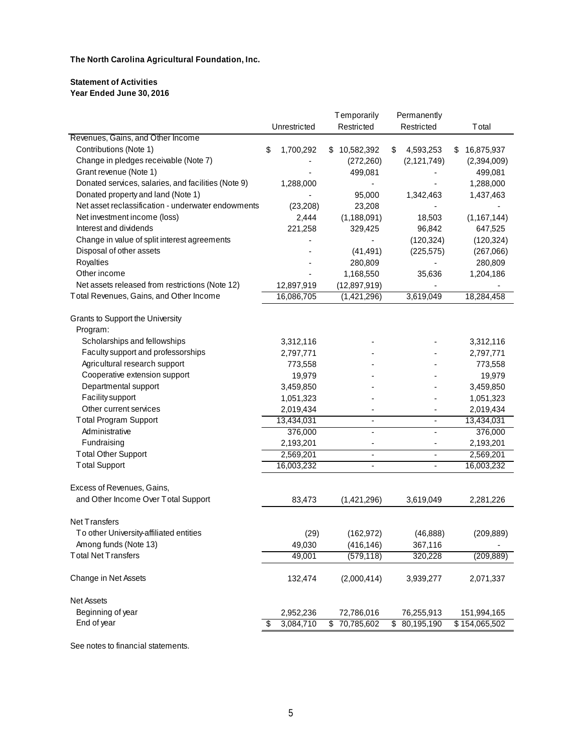**The North Carolina Agricultural Foundation, Inc.**

**Statement of Activities**
**Year Ended June 30, 2016**

| | Unrestricted | Temporarily Restricted | Permanently Restricted | Total |
|---|---|---|---|---|
| Revenues, Gains, and Other Income | | | | |
| Contributions (Note 1) | $ 1,700,292 | $ 10,582,392 | $ 4,593,253 | $ 16,875,937 |
| Change in pledges receivable (Note 7) | - | (272,260) | (2,121,749) | (2,394,009) |
| Grant revenue (Note 1) | - | 499,081 | - | 499,081 |
| Donated services, salaries, and facilities (Note 9) | 1,288,000 | - | - | 1,288,000 |
| Donated property and land (Note 1) | - | 95,000 | 1,342,463 | 1,437,463 |
| Net asset reclassification - underwater endowments | (23,208) | 23,208 | - | - |
| Net investment income (loss) | 2,444 | (1,188,091) | 18,503 | (1,167,144) |
| Interest and dividends | 221,258 | 329,425 | 96,842 | 647,525 |
| Change in value of split interest agreements | - | - | (120,324) | (120,324) |
| Disposal of other assets | - | (41,491) | (225,575) | (267,066) |
| Royalties | - | 280,809 | - | 280,809 |
| Other income | - | 1,168,550 | 35,636 | 1,204,186 |
| Net assets released from restrictions (Note 12) | 12,897,919 | (12,897,919) | - | - |
| Total Revenues, Gains, and Other Income | 16,086,705 | (1,421,296) | 3,619,049 | 18,284,458 |
| | | | | |
| Grants to Support the University | | | | |
| Program: | | | | |
| Scholarships and fellowships | 3,312,116 | - | - | 3,312,116 |
| Faculty support and professorships | 2,797,771 | - | - | 2,797,771 |
| Agricultural research support | 773,558 | - | - | 773,558 |
| Cooperative extension support | 19,979 | - | - | 19,979 |
| Departmental support | 3,459,850 | - | - | 3,459,850 |
| Facility support | 1,051,323 | - | - | 1,051,323 |
| Other current services | 2,019,434 | - | - | 2,019,434 |
| Total Program Support | 13,434,031 | - | - | 13,434,031 |
| Administrative | 376,000 | - | - | 376,000 |
| Fundraising | 2,193,201 | - | - | 2,193,201 |
| Total Other Support | 2,569,201 | - | - | 2,569,201 |
| Total Support | 16,003,232 | - | - | 16,003,232 |
| | | | | |
| Excess of Revenues, Gains, and Other Income Over Total Support | 83,473 | (1,421,296) | 3,619,049 | 2,281,226 |
| | | | | |
| Net Transfers | | | | |
| To other University-affiliated entities | (29) | (162,972) | (46,888) | (209,889) |
| Among funds (Note 13) | 49,030 | (416,146) | 367,116 | - |
| Total Net Transfers | 49,001 | (579,118) | 320,228 | (209,889) |
| | | | | |
| Change in Net Assets | 132,474 | (2,000,414) | 3,939,277 | 2,071,337 |
| | | | | |
| Net Assets | | | | |
| Beginning of year | 2,952,236 | 72,786,016 | 76,255,913 | 151,994,165 |
| End of year | $ 3,084,710 | $ 70,785,602 | $ 80,195,190 | $ 154,065,502 |

See notes to financial statements.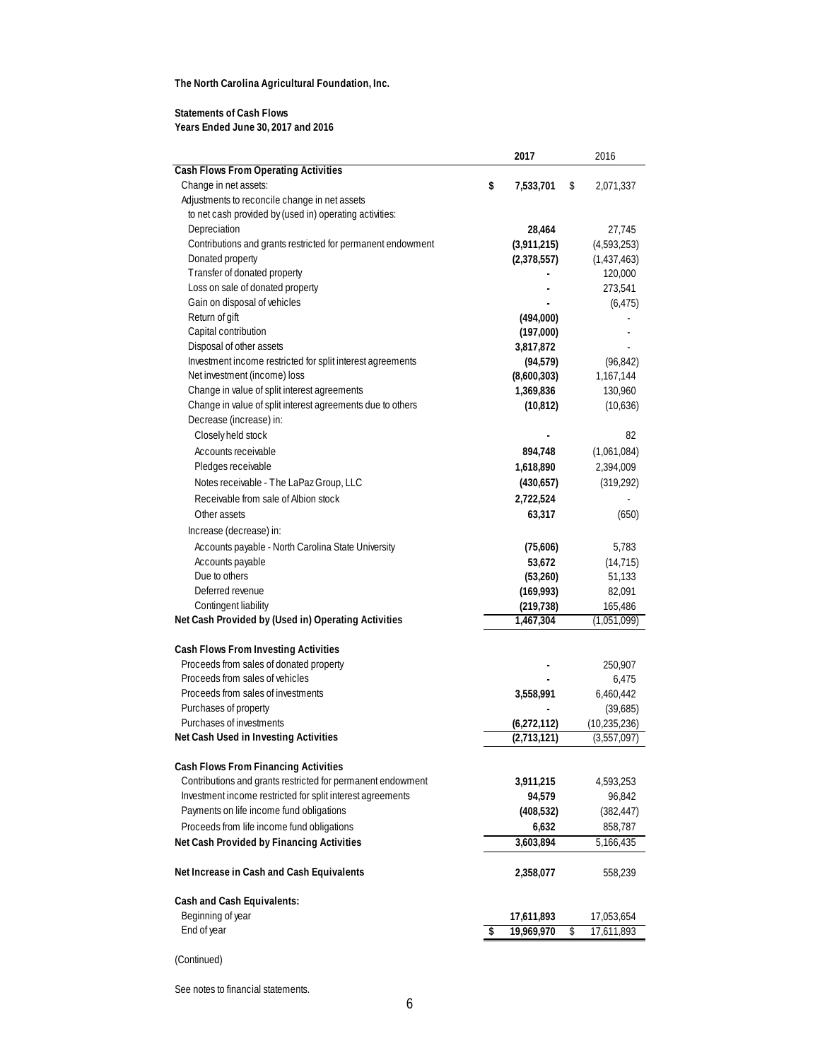**The North Carolina Agricultural Foundation, Inc.**

**Statements of Cash Flows**
**Years Ended June 30, 2017 and 2016**

| | 2017 | 2016 |
|---|---|---|
| **Cash Flows From Operating Activities** | | |
| Change in net assets: | $ 7,533,701 | $ 2,071,337 |
| Adjustments to reconcile change in net assets to net cash provided by (used in) operating activities: | | |
| Depreciation | 28,464 | 27,745 |
| Contributions and grants restricted for permanent endowment | (3,911,215) | (4,593,253) |
| Donated property | (2,378,557) | (1,437,463) |
| Transfer of donated property | - | 120,000 |
| Loss on sale of donated property | - | 273,541 |
| Gain on disposal of vehicles | - | (6,475) |
| Return of gift | (494,000) | - |
| Capital contribution | (197,000) | - |
| Disposal of other assets | 3,817,872 | - |
| Investment income restricted for split interest agreements | (94,579) | (96,842) |
| Net investment (income) loss | (8,600,303) | 1,167,144 |
| Change in value of split interest agreements | 1,369,836 | 130,960 |
| Change in value of split interest agreements due to others | (10,812) | (10,636) |
| Decrease (increase) in: | | |
| Closely held stock | - | 82 |
| Accounts receivable | 894,748 | (1,061,084) |
| Pledges receivable | 1,618,890 | 2,394,009 |
| Notes receivable - The LaPaz Group, LLC | (430,657) | (319,292) |
| Receivable from sale of Albion stock | 2,722,524 | - |
| Other assets | 63,317 | (650) |
| Increase (decrease) in: | | |
| Accounts payable - North Carolina State University | (75,606) | 5,783 |
| Accounts payable | 53,672 | (14,715) |
| Due to others | (53,260) | 51,133 |
| Deferred revenue | (169,993) | 82,091 |
| Contingent liability | (219,738) | 165,486 |
| **Net Cash Provided by (Used in) Operating Activities** | 1,467,304 | (1,051,099) |
| | | |
| **Cash Flows From Investing Activities** | | |
| Proceeds from sales of donated property | - | 250,907 |
| Proceeds from sales of vehicles | - | 6,475 |
| Proceeds from sales of investments | 3,558,991 | 6,460,442 |
| Purchases of property | - | (39,685) |
| Purchases of investments | (6,272,112) | (10,235,236) |
| **Net Cash Used in Investing Activities** | (2,713,121) | (3,557,097) |
| | | |
| **Cash Flows From Financing Activities** | | |
| Contributions and grants restricted for permanent endowment | 3,911,215 | 4,593,253 |
| Investment income restricted for split interest agreements | 94,579 | 96,842 |
| Payments on life income fund obligations | (408,532) | (382,447) |
| Proceeds from life income fund obligations | 6,632 | 858,787 |
| **Net Cash Provided by Financing Activities** | 3,603,894 | 5,166,435 |
| | | |
| **Net Increase in Cash and Cash Equivalents** | 2,358,077 | 558,239 |
| | | |
| **Cash and Cash Equivalents:** | | |
| Beginning of year | 17,611,893 | 17,053,654 |
| End of year | $ 19,969,970 | $ 17,611,893 |

(Continued)

See notes to financial statements.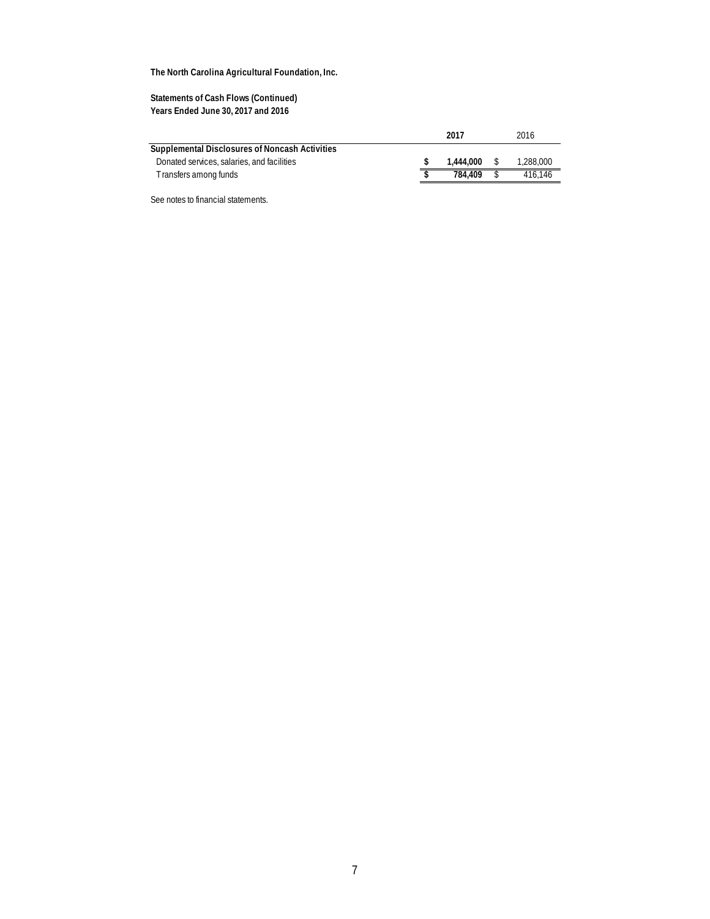**The North Carolina Agricultural Foundation, Inc.**

**Statements of Cash Flows (Continued)**
**Years Ended June 30, 2017 and 2016**

| | 2017 | 2016 |
|---|---|---|
| **Supplemental Disclosures of Noncash Activities** | | |
| Donated services, salaries, and facilities | **$ 1,444,000** | $ 1,288,000 |
| Transfers among funds | **$ 784,409** | $ 416,146 |

See notes to financial statements.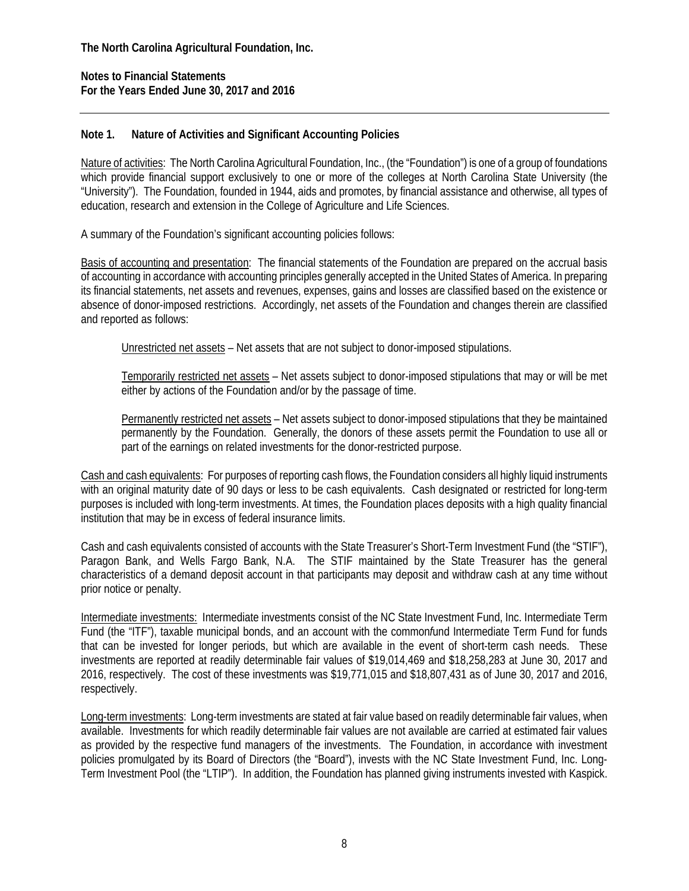**The North Carolina Agricultural Foundation, Inc.**

**Notes to Financial Statements**
**For the Years Ended June 30, 2017 and 2016**

## Note 1. Nature of Activities and Significant Accounting Policies

Nature of activities: The North Carolina Agricultural Foundation, Inc., (the "Foundation") is one of a group of foundations which provide financial support exclusively to one or more of the colleges at North Carolina State University (the "University"). The Foundation, founded in 1944, aids and promotes, by financial assistance and otherwise, all types of education, research and extension in the College of Agriculture and Life Sciences.

A summary of the Foundation's significant accounting policies follows:

Basis of accounting and presentation: The financial statements of the Foundation are prepared on the accrual basis of accounting in accordance with accounting principles generally accepted in the United States of America. In preparing its financial statements, net assets and revenues, expenses, gains and losses are classified based on the existence or absence of donor-imposed restrictions. Accordingly, net assets of the Foundation and changes therein are classified and reported as follows:

> Unrestricted net assets – Net assets that are not subject to donor-imposed stipulations.
>
> Temporarily restricted net assets – Net assets subject to donor-imposed stipulations that may or will be met either by actions of the Foundation and/or by the passage of time.
>
> Permanently restricted net assets – Net assets subject to donor-imposed stipulations that they be maintained permanently by the Foundation. Generally, the donors of these assets permit the Foundation to use all or part of the earnings on related investments for the donor-restricted purpose.

Cash and cash equivalents: For purposes of reporting cash flows, the Foundation considers all highly liquid instruments with an original maturity date of 90 days or less to be cash equivalents. Cash designated or restricted for long-term purposes is included with long-term investments. At times, the Foundation places deposits with a high quality financial institution that may be in excess of federal insurance limits.

Cash and cash equivalents consisted of accounts with the State Treasurer's Short-Term Investment Fund (the "STIF"), Paragon Bank, and Wells Fargo Bank, N.A. The STIF maintained by the State Treasurer has the general characteristics of a demand deposit account in that participants may deposit and withdraw cash at any time without prior notice or penalty.

Intermediate investments: Intermediate investments consist of the NC State Investment Fund, Inc. Intermediate Term Fund (the "ITF"), taxable municipal bonds, and an account with the common*f*und Intermediate Term Fund for funds that can be invested for longer periods, but which are available in the event of short-term cash needs. These investments are reported at readily determinable fair values of $19,014,469 and $18,258,283 at June 30, 2017 and 2016, respectively. The cost of these investments was $19,771,015 and $18,807,431 as of June 30, 2017 and 2016, respectively.

Long-term investments: Long-term investments are stated at fair value based on readily determinable fair values, when available. Investments for which readily determinable fair values are not available are carried at estimated fair values as provided by the respective fund managers of the investments. The Foundation, in accordance with investment policies promulgated by its Board of Directors (the "Board"), invests with the NC State Investment Fund, Inc. Long-Term Investment Pool (the "LTIP"). In addition, the Foundation has planned giving instruments invested with Kaspick.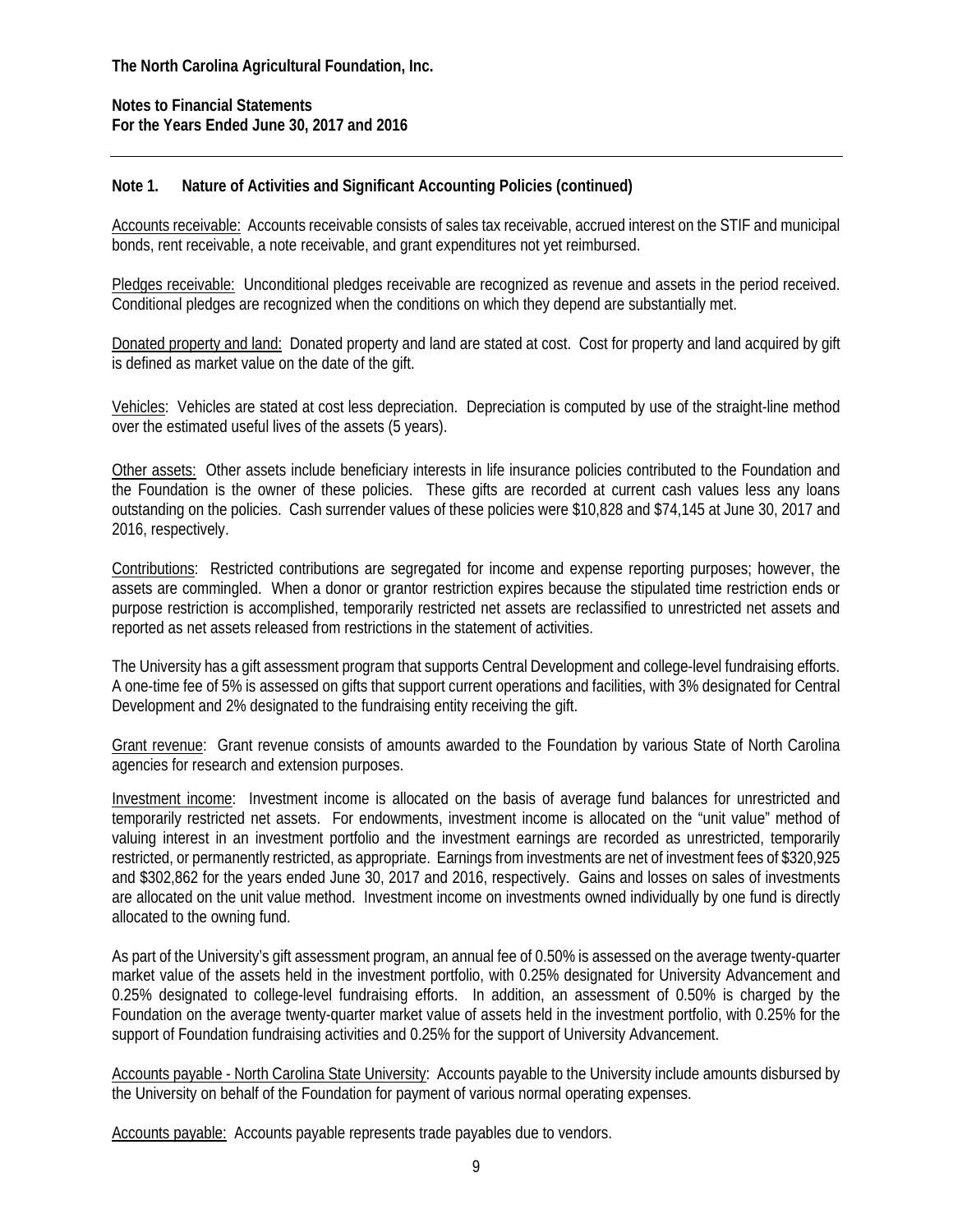**The North Carolina Agricultural Foundation, Inc.**

**Notes to Financial Statements**
**For the Years Ended June 30, 2017 and 2016**

---

**Note 1. Nature of Activities and Significant Accounting Policies (continued)**

Accounts receivable: Accounts receivable consists of sales tax receivable, accrued interest on the STIF and municipal bonds, rent receivable, a note receivable, and grant expenditures not yet reimbursed.

Pledges receivable: Unconditional pledges receivable are recognized as revenue and assets in the period received. Conditional pledges are recognized when the conditions on which they depend are substantially met.

Donated property and land: Donated property and land are stated at cost. Cost for property and land acquired by gift is defined as market value on the date of the gift.

Vehicles: Vehicles are stated at cost less depreciation. Depreciation is computed by use of the straight-line method over the estimated useful lives of the assets (5 years).

Other assets: Other assets include beneficiary interests in life insurance policies contributed to the Foundation and the Foundation is the owner of these policies. These gifts are recorded at current cash values less any loans outstanding on the policies. Cash surrender values of these policies were $10,828 and $74,145 at June 30, 2017 and 2016, respectively.

Contributions: Restricted contributions are segregated for income and expense reporting purposes; however, the assets are commingled. When a donor or grantor restriction expires because the stipulated time restriction ends or purpose restriction is accomplished, temporarily restricted net assets are reclassified to unrestricted net assets and reported as net assets released from restrictions in the statement of activities.

The University has a gift assessment program that supports Central Development and college-level fundraising efforts. A one-time fee of 5% is assessed on gifts that support current operations and facilities, with 3% designated for Central Development and 2% designated to the fundraising entity receiving the gift.

Grant revenue: Grant revenue consists of amounts awarded to the Foundation by various State of North Carolina agencies for research and extension purposes.

Investment income: Investment income is allocated on the basis of average fund balances for unrestricted and temporarily restricted net assets. For endowments, investment income is allocated on the "unit value" method of valuing interest in an investment portfolio and the investment earnings are recorded as unrestricted, temporarily restricted, or permanently restricted, as appropriate. Earnings from investments are net of investment fees of $320,925 and $302,862 for the years ended June 30, 2017 and 2016, respectively. Gains and losses on sales of investments are allocated on the unit value method. Investment income on investments owned individually by one fund is directly allocated to the owning fund.

As part of the University's gift assessment program, an annual fee of 0.50% is assessed on the average twenty-quarter market value of the assets held in the investment portfolio, with 0.25% designated for University Advancement and 0.25% designated to college-level fundraising efforts. In addition, an assessment of 0.50% is charged by the Foundation on the average twenty-quarter market value of assets held in the investment portfolio, with 0.25% for the support of Foundation fundraising activities and 0.25% for the support of University Advancement.

Accounts payable - North Carolina State University: Accounts payable to the University include amounts disbursed by the University on behalf of the Foundation for payment of various normal operating expenses.

Accounts payable: Accounts payable represents trade payables due to vendors.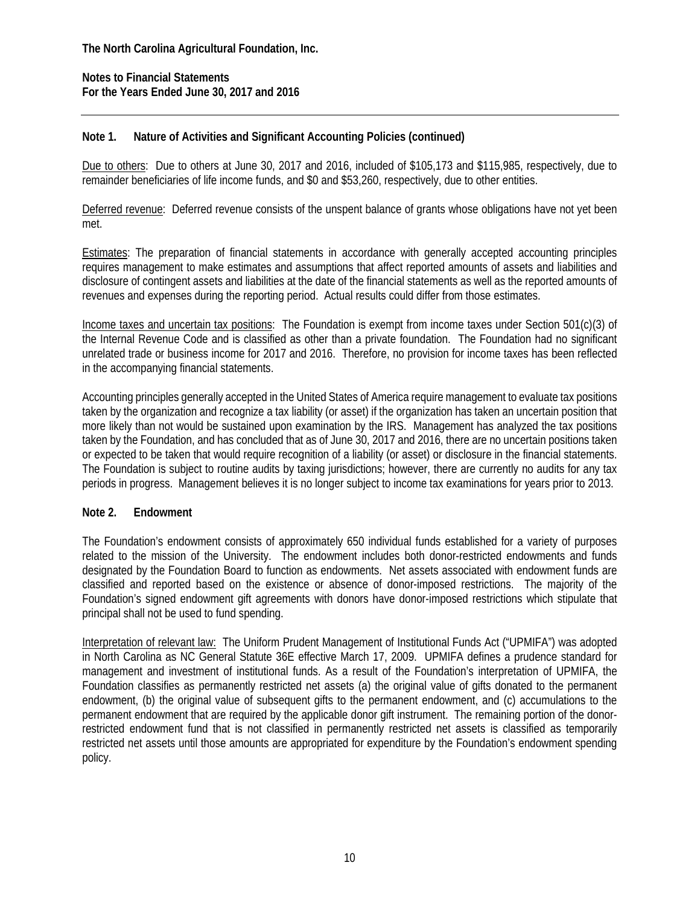**The North Carolina Agricultural Foundation, Inc.**

**Notes to Financial Statements**
**For the Years Ended June 30, 2017 and 2016**

## Note 1. Nature of Activities and Significant Accounting Policies (continued)

Due to others: Due to others at June 30, 2017 and 2016, included of $105,173 and $115,985, respectively, due to remainder beneficiaries of life income funds, and $0 and $53,260, respectively, due to other entities.

Deferred revenue: Deferred revenue consists of the unspent balance of grants whose obligations have not yet been met.

Estimates: The preparation of financial statements in accordance with generally accepted accounting principles requires management to make estimates and assumptions that affect reported amounts of assets and liabilities and disclosure of contingent assets and liabilities at the date of the financial statements as well as the reported amounts of revenues and expenses during the reporting period. Actual results could differ from those estimates.

Income taxes and uncertain tax positions: The Foundation is exempt from income taxes under Section 501(c)(3) of the Internal Revenue Code and is classified as other than a private foundation. The Foundation had no significant unrelated trade or business income for 2017 and 2016. Therefore, no provision for income taxes has been reflected in the accompanying financial statements.

Accounting principles generally accepted in the United States of America require management to evaluate tax positions taken by the organization and recognize a tax liability (or asset) if the organization has taken an uncertain position that more likely than not would be sustained upon examination by the IRS. Management has analyzed the tax positions taken by the Foundation, and has concluded that as of June 30, 2017 and 2016, there are no uncertain positions taken or expected to be taken that would require recognition of a liability (or asset) or disclosure in the financial statements. The Foundation is subject to routine audits by taxing jurisdictions; however, there are currently no audits for any tax periods in progress. Management believes it is no longer subject to income tax examinations for years prior to 2013.

## Note 2. Endowment

The Foundation's endowment consists of approximately 650 individual funds established for a variety of purposes related to the mission of the University. The endowment includes both donor-restricted endowments and funds designated by the Foundation Board to function as endowments. Net assets associated with endowment funds are classified and reported based on the existence or absence of donor-imposed restrictions. The majority of the Foundation's signed endowment gift agreements with donors have donor-imposed restrictions which stipulate that principal shall not be used to fund spending.

Interpretation of relevant law: The Uniform Prudent Management of Institutional Funds Act ("UPMIFA") was adopted in North Carolina as NC General Statute 36E effective March 17, 2009. UPMIFA defines a prudence standard for management and investment of institutional funds. As a result of the Foundation's interpretation of UPMIFA, the Foundation classifies as permanently restricted net assets (a) the original value of gifts donated to the permanent endowment, (b) the original value of subsequent gifts to the permanent endowment, and (c) accumulations to the permanent endowment that are required by the applicable donor gift instrument. The remaining portion of the donor-restricted endowment fund that is not classified in permanently restricted net assets is classified as temporarily restricted net assets until those amounts are appropriated for expenditure by the Foundation's endowment spending policy.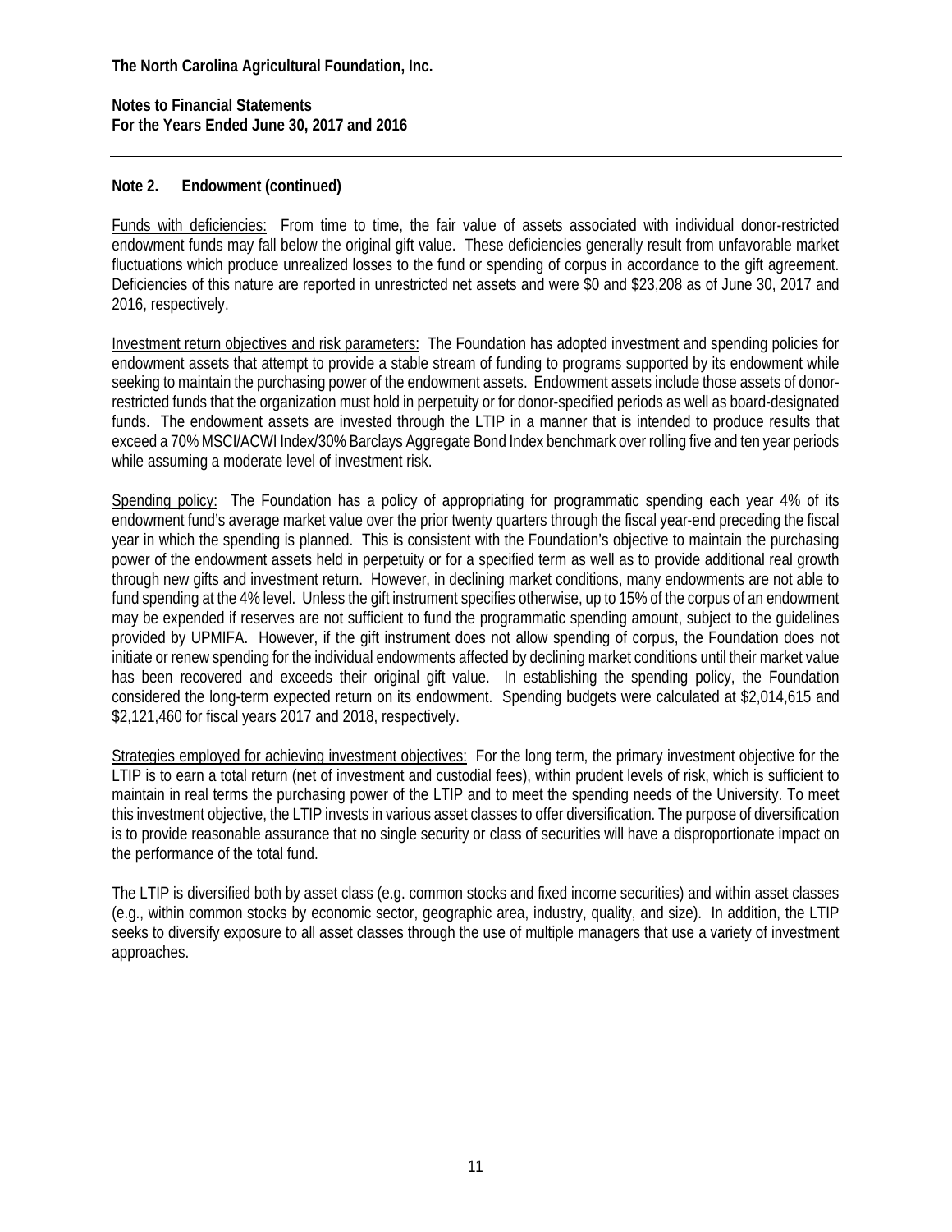**The North Carolina Agricultural Foundation, Inc.**

**Notes to Financial Statements**
**For the Years Ended June 30, 2017 and 2016**

---

**Note 2. Endowment (continued)**

Funds with deficiencies: From time to time, the fair value of assets associated with individual donor-restricted endowment funds may fall below the original gift value. These deficiencies generally result from unfavorable market fluctuations which produce unrealized losses to the fund or spending of corpus in accordance to the gift agreement. Deficiencies of this nature are reported in unrestricted net assets and were $0 and $23,208 as of June 30, 2017 and 2016, respectively.

Investment return objectives and risk parameters: The Foundation has adopted investment and spending policies for endowment assets that attempt to provide a stable stream of funding to programs supported by its endowment while seeking to maintain the purchasing power of the endowment assets. Endowment assets include those assets of donor-restricted funds that the organization must hold in perpetuity or for donor-specified periods as well as board-designated funds. The endowment assets are invested through the LTIP in a manner that is intended to produce results that exceed a 70% MSCI/ACWI Index/30% Barclays Aggregate Bond Index benchmark over rolling five and ten year periods while assuming a moderate level of investment risk.

Spending policy: The Foundation has a policy of appropriating for programmatic spending each year 4% of its endowment fund's average market value over the prior twenty quarters through the fiscal year-end preceding the fiscal year in which the spending is planned. This is consistent with the Foundation's objective to maintain the purchasing power of the endowment assets held in perpetuity or for a specified term as well as to provide additional real growth through new gifts and investment return. However, in declining market conditions, many endowments are not able to fund spending at the 4% level. Unless the gift instrument specifies otherwise, up to 15% of the corpus of an endowment may be expended if reserves are not sufficient to fund the programmatic spending amount, subject to the guidelines provided by UPMIFA. However, if the gift instrument does not allow spending of corpus, the Foundation does not initiate or renew spending for the individual endowments affected by declining market conditions until their market value has been recovered and exceeds their original gift value. In establishing the spending policy, the Foundation considered the long-term expected return on its endowment. Spending budgets were calculated at $2,014,615 and $2,121,460 for fiscal years 2017 and 2018, respectively.

Strategies employed for achieving investment objectives: For the long term, the primary investment objective for the LTIP is to earn a total return (net of investment and custodial fees), within prudent levels of risk, which is sufficient to maintain in real terms the purchasing power of the LTIP and to meet the spending needs of the University. To meet this investment objective, the LTIP invests in various asset classes to offer diversification. The purpose of diversification is to provide reasonable assurance that no single security or class of securities will have a disproportionate impact on the performance of the total fund.

The LTIP is diversified both by asset class (e.g. common stocks and fixed income securities) and within asset classes (e.g., within common stocks by economic sector, geographic area, industry, quality, and size). In addition, the LTIP seeks to diversify exposure to all asset classes through the use of multiple managers that use a variety of investment approaches.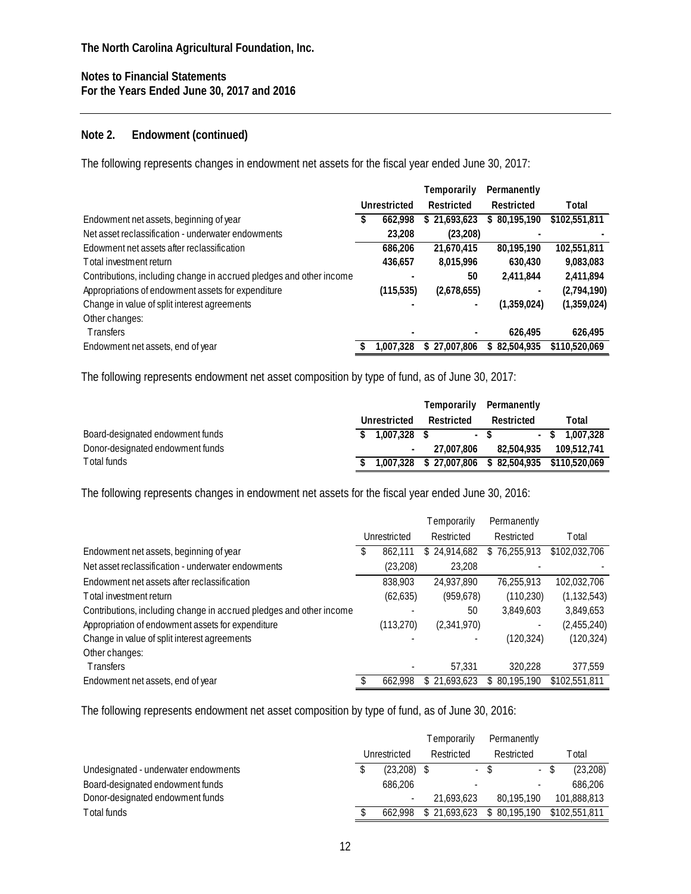**The North Carolina Agricultural Foundation, Inc.**

**Notes to Financial Statements**
**For the Years Ended June 30, 2017 and 2016**

## Note 2. Endowment (continued)

The following represents changes in endowment net assets for the fiscal year ended June 30, 2017:

| | Unrestricted | Temporarily Restricted | Permanently Restricted | Total |
|---|---|---|---|---|
| Endowment net assets, beginning of year | $ 662,998 | $ 21,693,623 | $ 80,195,190 | $102,551,811 |
| Net asset reclassification - underwater endowments | 23,208 | (23,208) | - | - |
| Edowment net assets after reclassification | 686,206 | 21,670,415 | 80,195,190 | 102,551,811 |
| Total investment return | 436,657 | 8,015,996 | 630,430 | 9,083,083 |
| Contributions, including change in accrued pledges and other income | - | 50 | 2,411,844 | 2,411,894 |
| Appropriations of endowment assets for expenditure | (115,535) | (2,678,655) | - | (2,794,190) |
| Change in value of split interest agreements | - | - | (1,359,024) | (1,359,024) |
| Other changes: | | | | |
| Transfers | - | - | 626,495 | 626,495 |
| Endowment net assets, end of year | $ 1,007,328 | $ 27,007,806 | $ 82,504,935 | $110,520,069 |

The following represents endowment net asset composition by type of fund, as of June 30, 2017:

| | Unrestricted | Temporarily Restricted | Permanently Restricted | Total |
|---|---|---|---|---|
| Board-designated endowment funds | $ 1,007,328 | $ - | $ - | $ 1,007,328 |
| Donor-designated endowment funds | - | 27,007,806 | 82,504,935 | 109,512,741 |
| Total funds | $ 1,007,328 | $ 27,007,806 | $ 82,504,935 | $110,520,069 |

The following represents changes in endowment net assets for the fiscal year ended June 30, 2016:

| | Unrestricted | Temporarily Restricted | Permanently Restricted | Total |
|---|---|---|---|---|
| Endowment net assets, beginning of year | $ 862,111 | $ 24,914,682 | $ 76,255,913 | $102,032,706 |
| Net asset reclassification - underwater endowments | (23,208) | 23,208 | - | - |
| Endowment net assets after reclassification | 838,903 | 24,937,890 | 76,255,913 | 102,032,706 |
| Total investment return | (62,635) | (959,678) | (110,230) | (1,132,543) |
| Contributions, including change in accrued pledges and other income | - | 50 | 3,849,603 | 3,849,653 |
| Appropriation of endowment assets for expenditure | (113,270) | (2,341,970) | - | (2,455,240) |
| Change in value of split interest agreements | - | - | (120,324) | (120,324) |
| Other changes: | | | | |
| Transfers | - | 57,331 | 320,228 | 377,559 |
| Endowment net assets, end of year | $ 662,998 | $ 21,693,623 | $ 80,195,190 | $102,551,811 |

The following represents endowment net asset composition by type of fund, as of June 30, 2016:

| | Unrestricted | Temporarily Restricted | Permanently Restricted | Total |
|---|---|---|---|---|
| Undesignated - underwater endowments | $ (23,208) | $ - | $ - | $ (23,208) |
| Board-designated endowment funds | 686,206 | - | - | 686,206 |
| Donor-designated endowment funds | - | 21,693,623 | 80,195,190 | 101,888,813 |
| Total funds | $ 662,998 | $ 21,693,623 | $ 80,195,190 | $102,551,811 |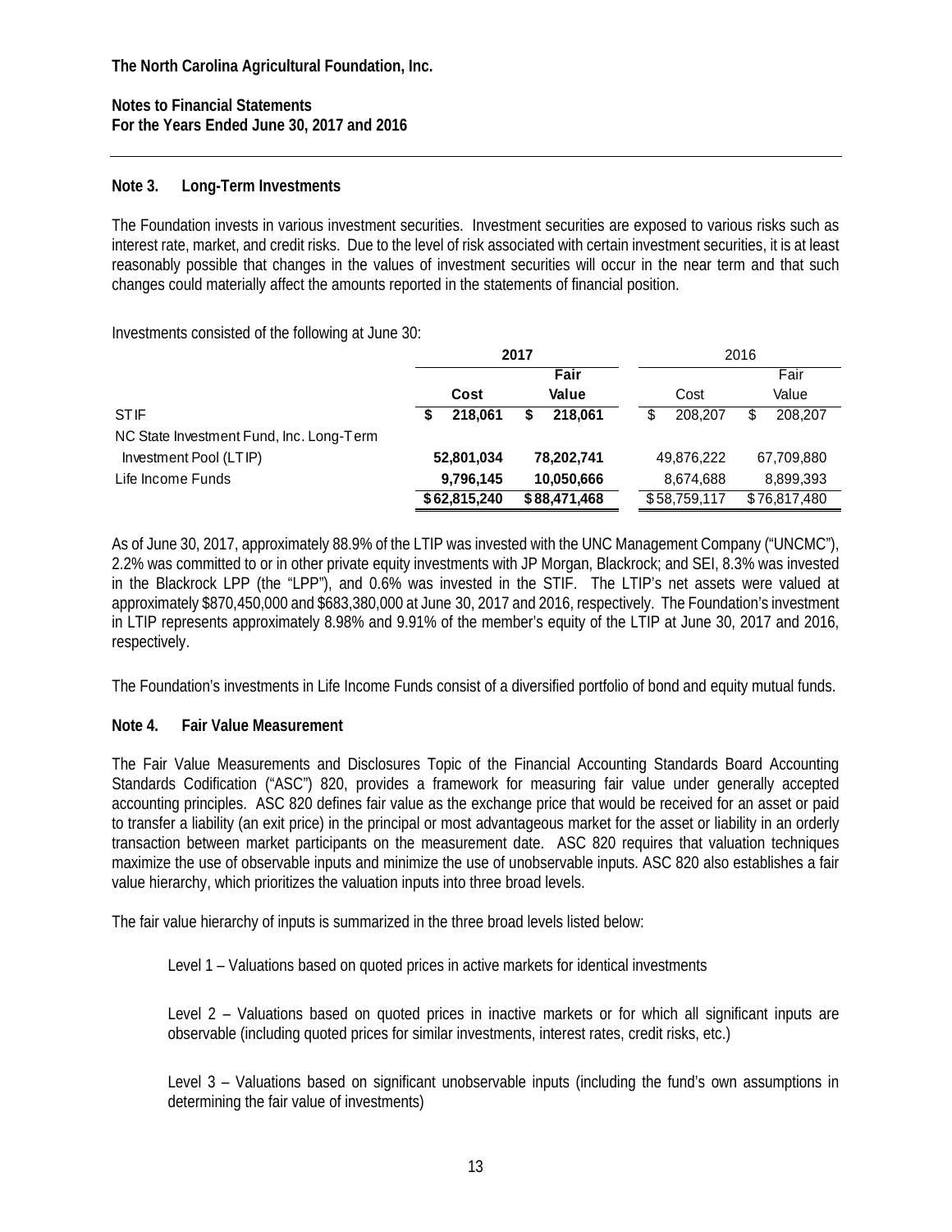**The North Carolina Agricultural Foundation, Inc.**

**Notes to Financial Statements**
**For the Years Ended June 30, 2017 and 2016**

## Note 3. Long-Term Investments

The Foundation invests in various investment securities. Investment securities are exposed to various risks such as interest rate, market, and credit risks. Due to the level of risk associated with certain investment securities, it is at least reasonably possible that changes in the values of investment securities will occur in the near term and that such changes could materially affect the amounts reported in the statements of financial position.

Investments consisted of the following at June 30:

| | 2017 | | 2016 | |
|---|---|---|---|---|
| | Cost | Fair Value | Cost | Fair Value |
| STIF | $ 218,061 | $ 218,061 | $ 208,207 | $ 208,207 |
| NC State Investment Fund, Inc. Long-Term Investment Pool (LTIP) | 52,801,034 | 78,202,741 | 49,876,222 | 67,709,880 |
| Life Income Funds | 9,796,145 | 10,050,666 | 8,674,688 | 8,899,393 |
| | $62,815,240 | $88,471,468 | $58,759,117 | $76,817,480 |

As of June 30, 2017, approximately 88.9% of the LTIP was invested with the UNC Management Company ("UNCMC"), 2.2% was committed to or in other private equity investments with JP Morgan, Blackrock; and SEI, 8.3% was invested in the Blackrock LPP (the "LPP"), and 0.6% was invested in the STIF. The LTIP's net assets were valued at approximately $870,450,000 and $683,380,000 at June 30, 2017 and 2016, respectively. The Foundation's investment in LTIP represents approximately 8.98% and 9.91% of the member's equity of the LTIP at June 30, 2017 and 2016, respectively.

The Foundation's investments in Life Income Funds consist of a diversified portfolio of bond and equity mutual funds.

## Note 4. Fair Value Measurement

The Fair Value Measurements and Disclosures Topic of the Financial Accounting Standards Board Accounting Standards Codification ("ASC") 820, provides a framework for measuring fair value under generally accepted accounting principles. ASC 820 defines fair value as the exchange price that would be received for an asset or paid to transfer a liability (an exit price) in the principal or most advantageous market for the asset or liability in an orderly transaction between market participants on the measurement date. ASC 820 requires that valuation techniques maximize the use of observable inputs and minimize the use of unobservable inputs. ASC 820 also establishes a fair value hierarchy, which prioritizes the valuation inputs into three broad levels.

The fair value hierarchy of inputs is summarized in the three broad levels listed below:

Level 1 – Valuations based on quoted prices in active markets for identical investments

Level 2 – Valuations based on quoted prices in inactive markets or for which all significant inputs are observable (including quoted prices for similar investments, interest rates, credit risks, etc.)

Level 3 – Valuations based on significant unobservable inputs (including the fund's own assumptions in determining the fair value of investments)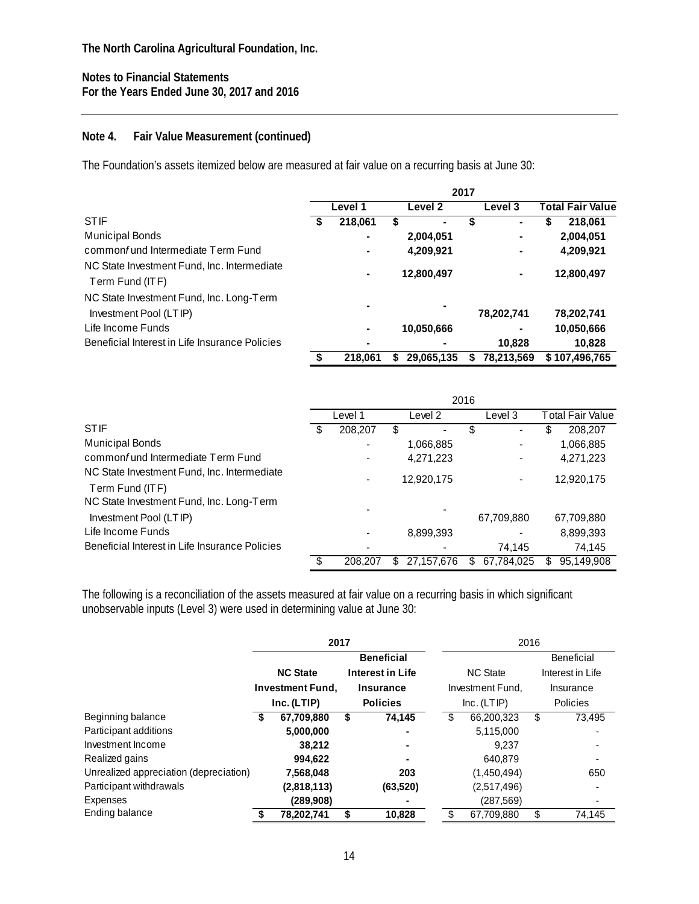**The North Carolina Agricultural Foundation, Inc.**

**Notes to Financial Statements**
**For the Years Ended June 30, 2017 and 2016**

## Note 4. Fair Value Measurement (continued)

The Foundation's assets itemized below are measured at fair value on a recurring basis at June 30:

| | 2017 | | | |
|---|---|---|---|---|
| | **Level 1** | **Level 2** | **Level 3** | **Total Fair Value** |
| STIF | **$ 218,061** | **$ -** | **$ -** | **$ 218,061** |
| Municipal Bonds | **-** | **2,004,051** | **-** | **2,004,051** |
| commonfund Intermediate Term Fund | **-** | **4,209,921** | **-** | **4,209,921** |
| NC State Investment Fund, Inc. Intermediate Term Fund (ITF) | **-** | **12,800,497** | **-** | **12,800,497** |
| NC State Investment Fund, Inc. Long-Term Investment Pool (LTIP) | **-** | **-** | **78,202,741** | **78,202,741** |
| Life Income Funds | **-** | **10,050,666** | **-** | **10,050,666** |
| Beneficial Interest in Life Insurance Policies | **-** | **-** | **10,828** | **10,828** |
| | **$ 218,061** | **$ 29,065,135** | **$ 78,213,569** | **$ 107,496,765** |

| | 2016 | | | |
|---|---|---|---|---|
| | Level 1 | Level 2 | Level 3 | Total Fair Value |
| STIF | $ 208,207 | $ - | $ - | $ 208,207 |
| Municipal Bonds | - | 1,066,885 | - | 1,066,885 |
| commonfund Intermediate Term Fund | - | 4,271,223 | - | 4,271,223 |
| NC State Investment Fund, Inc. Intermediate Term Fund (ITF) | - | 12,920,175 | - | 12,920,175 |
| NC State Investment Fund, Inc. Long-Term Investment Pool (LTIP) | - | - | 67,709,880 | 67,709,880 |
| Life Income Funds | - | 8,899,393 | - | 8,899,393 |
| Beneficial Interest in Life Insurance Policies | - | - | 74,145 | 74,145 |
| | $ 208,207 | $ 27,157,676 | $ 67,784,025 | $ 95,149,908 |

The following is a reconciliation of the assets measured at fair value on a recurring basis in which significant unobservable inputs (Level 3) were used in determining value at June 30:

| | 2017 | | 2016 | |
|---|---|---|---|---|
| | **NC State Investment Fund, Inc. (LTIP)** | **Beneficial Interest in Life Insurance Policies** | NC State Investment Fund, Inc. (LTIP) | Beneficial Interest in Life Insurance Policies |
| Beginning balance | **$ 67,709,880** | **$ 74,145** | $ 66,200,323 | $ 73,495 |
| Participant additions | **5,000,000** | **-** | 5,115,000 | - |
| Investment Income | **38,212** | **-** | 9,237 | - |
| Realized gains | **994,622** | **-** | 640,879 | - |
| Unrealized appreciation (depreciation) | **7,568,048** | **203** | (1,450,494) | 650 |
| Participant withdrawals | **(2,818,113)** | **(63,520)** | (2,517,496) | - |
| Expenses | **(289,908)** | **-** | (287,569) | - |
| Ending balance | **$ 78,202,741** | **$ 10,828** | $ 67,709,880 | $ 74,145 |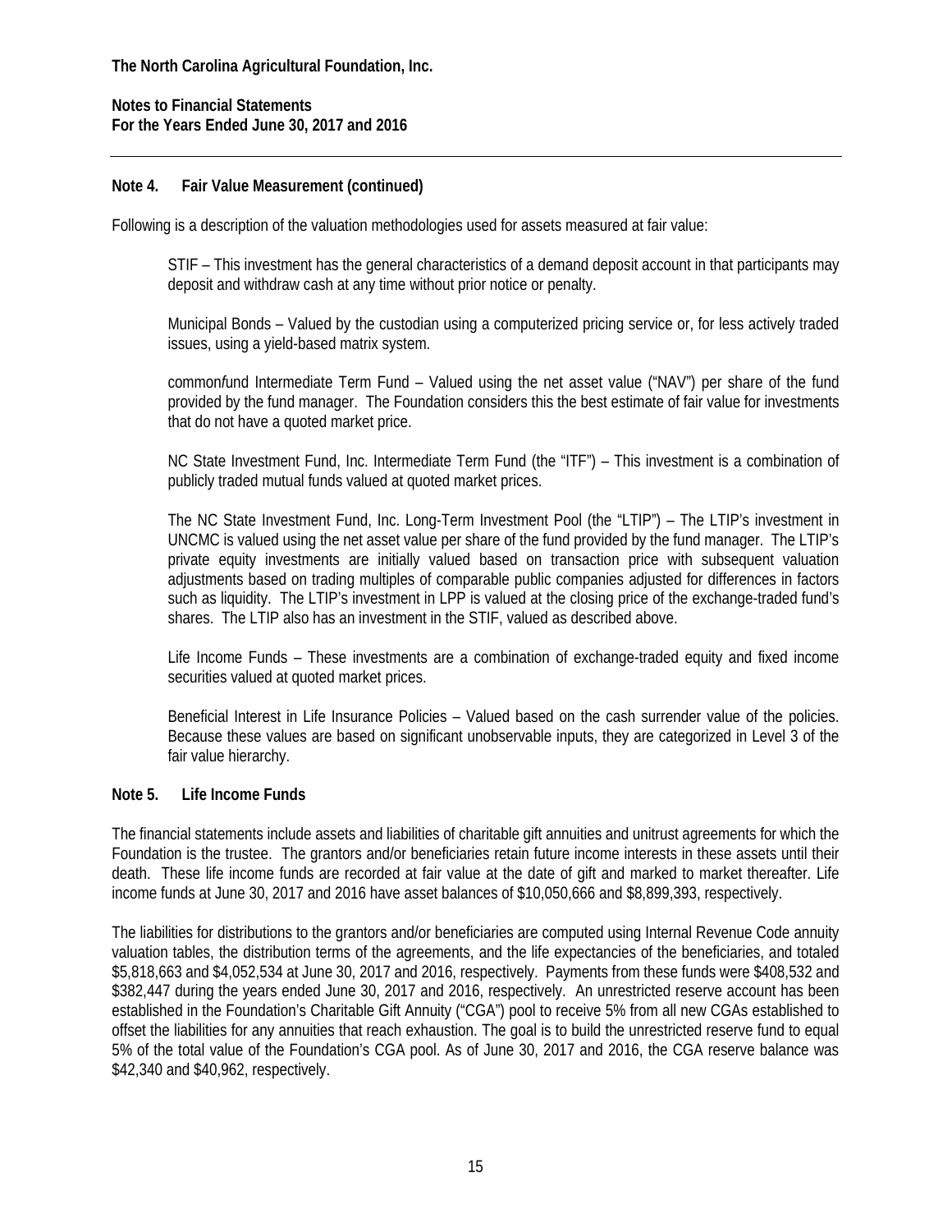The North Carolina Agricultural Foundation, Inc.

Notes to Financial Statements
For the Years Ended June 30, 2017 and 2016

## Note 4. Fair Value Measurement (continued)

Following is a description of the valuation methodologies used for assets measured at fair value:

STIF – This investment has the general characteristics of a demand deposit account in that participants may deposit and withdraw cash at any time without prior notice or penalty.

Municipal Bonds – Valued by the custodian using a computerized pricing service or, for less actively traded issues, using a yield-based matrix system.

common*f*und Intermediate Term Fund – Valued using the net asset value ("NAV") per share of the fund provided by the fund manager. The Foundation considers this the best estimate of fair value for investments that do not have a quoted market price.

NC State Investment Fund, Inc. Intermediate Term Fund (the "ITF") – This investment is a combination of publicly traded mutual funds valued at quoted market prices.

The NC State Investment Fund, Inc. Long-Term Investment Pool (the "LTIP") – The LTIP's investment in UNCMC is valued using the net asset value per share of the fund provided by the fund manager. The LTIP's private equity investments are initially valued based on transaction price with subsequent valuation adjustments based on trading multiples of comparable public companies adjusted for differences in factors such as liquidity. The LTIP's investment in LPP is valued at the closing price of the exchange-traded fund's shares. The LTIP also has an investment in the STIF, valued as described above.

Life Income Funds – These investments are a combination of exchange-traded equity and fixed income securities valued at quoted market prices.

Beneficial Interest in Life Insurance Policies – Valued based on the cash surrender value of the policies. Because these values are based on significant unobservable inputs, they are categorized in Level 3 of the fair value hierarchy.

## Note 5. Life Income Funds

The financial statements include assets and liabilities of charitable gift annuities and unitrust agreements for which the Foundation is the trustee. The grantors and/or beneficiaries retain future income interests in these assets until their death. These life income funds are recorded at fair value at the date of gift and marked to market thereafter. Life income funds at June 30, 2017 and 2016 have asset balances of $10,050,666 and $8,899,393, respectively.

The liabilities for distributions to the grantors and/or beneficiaries are computed using Internal Revenue Code annuity valuation tables, the distribution terms of the agreements, and the life expectancies of the beneficiaries, and totaled $5,818,663 and $4,052,534 at June 30, 2017 and 2016, respectively. Payments from these funds were $408,532 and $382,447 during the years ended June 30, 2017 and 2016, respectively. An unrestricted reserve account has been established in the Foundation's Charitable Gift Annuity ("CGA") pool to receive 5% from all new CGAs established to offset the liabilities for any annuities that reach exhaustion. The goal is to build the unrestricted reserve fund to equal 5% of the total value of the Foundation's CGA pool. As of June 30, 2017 and 2016, the CGA reserve balance was $42,340 and $40,962, respectively.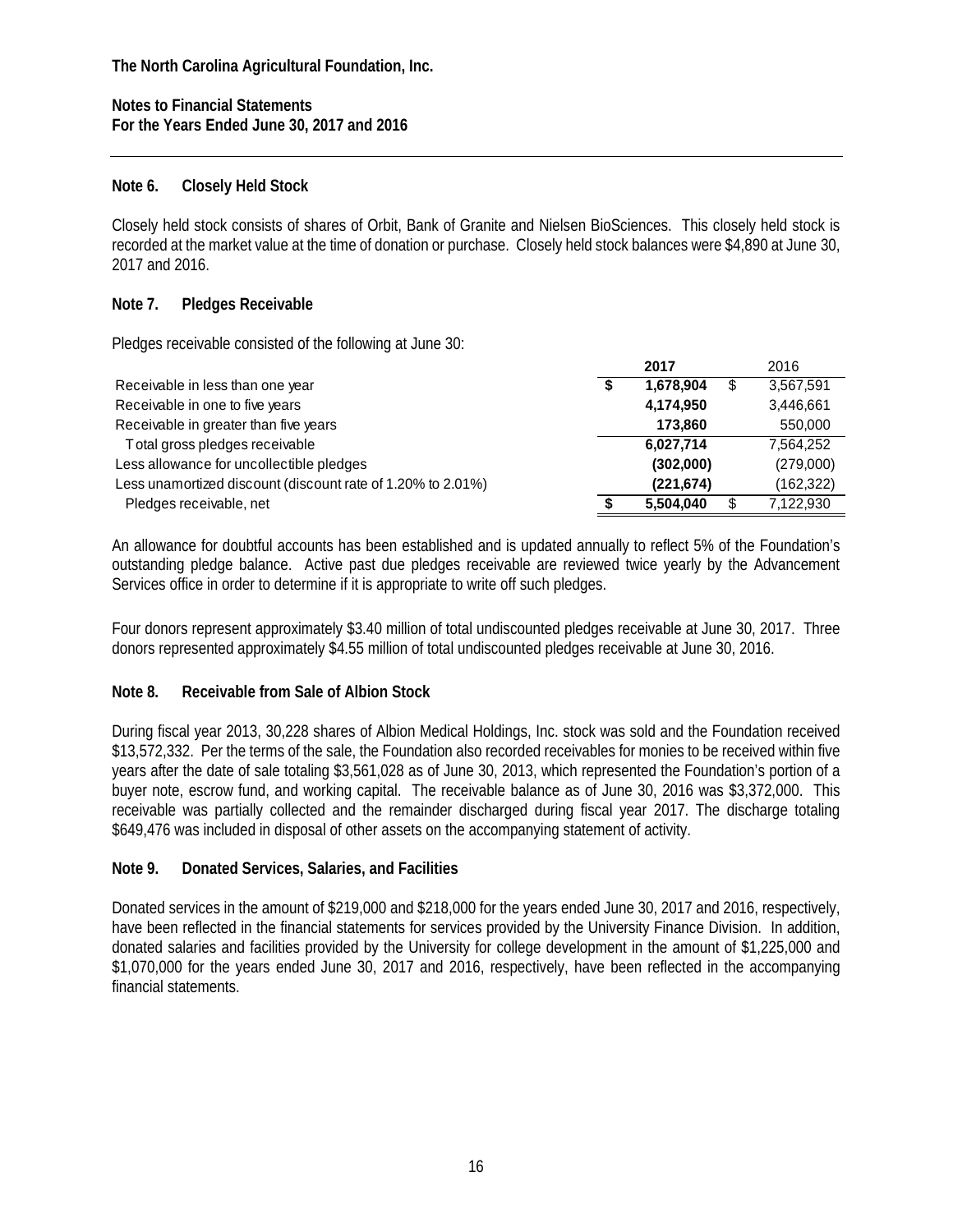**The North Carolina Agricultural Foundation, Inc.**

**Notes to Financial Statements**
**For the Years Ended June 30, 2017 and 2016**

### Note 6. Closely Held Stock

Closely held stock consists of shares of Orbit, Bank of Granite and Nielsen BioSciences. This closely held stock is recorded at the market value at the time of donation or purchase. Closely held stock balances were $4,890 at June 30, 2017 and 2016.

### Note 7. Pledges Receivable

Pledges receivable consisted of the following at June 30:

| | 2017 | 2016 |
|---|---|---|
| Receivable in less than one year | **$ 1,678,904** | $ 3,567,591 |
| Receivable in one to five years | **4,174,950** | 3,446,661 |
| Receivable in greater than five years | **173,860** | 550,000 |
| Total gross pledges receivable | **6,027,714** | 7,564,252 |
| Less allowance for uncollectible pledges | **(302,000)** | (279,000) |
| Less unamortized discount (discount rate of 1.20% to 2.01%) | **(221,674)** | (162,322) |
| Pledges receivable, net | **$ 5,504,040** | $ 7,122,930 |

An allowance for doubtful accounts has been established and is updated annually to reflect 5% of the Foundation's outstanding pledge balance. Active past due pledges receivable are reviewed twice yearly by the Advancement Services office in order to determine if it is appropriate to write off such pledges.

Four donors represent approximately $3.40 million of total undiscounted pledges receivable at June 30, 2017. Three donors represented approximately $4.55 million of total undiscounted pledges receivable at June 30, 2016.

### Note 8. Receivable from Sale of Albion Stock

During fiscal year 2013, 30,228 shares of Albion Medical Holdings, Inc. stock was sold and the Foundation received $13,572,332. Per the terms of the sale, the Foundation also recorded receivables for monies to be received within five years after the date of sale totaling $3,561,028 as of June 30, 2013, which represented the Foundation's portion of a buyer note, escrow fund, and working capital. The receivable balance as of June 30, 2016 was $3,372,000. This receivable was partially collected and the remainder discharged during fiscal year 2017. The discharge totaling $649,476 was included in disposal of other assets on the accompanying statement of activity.

### Note 9. Donated Services, Salaries, and Facilities

Donated services in the amount of $219,000 and $218,000 for the years ended June 30, 2017 and 2016, respectively, have been reflected in the financial statements for services provided by the University Finance Division. In addition, donated salaries and facilities provided by the University for college development in the amount of $1,225,000 and $1,070,000 for the years ended June 30, 2017 and 2016, respectively, have been reflected in the accompanying financial statements.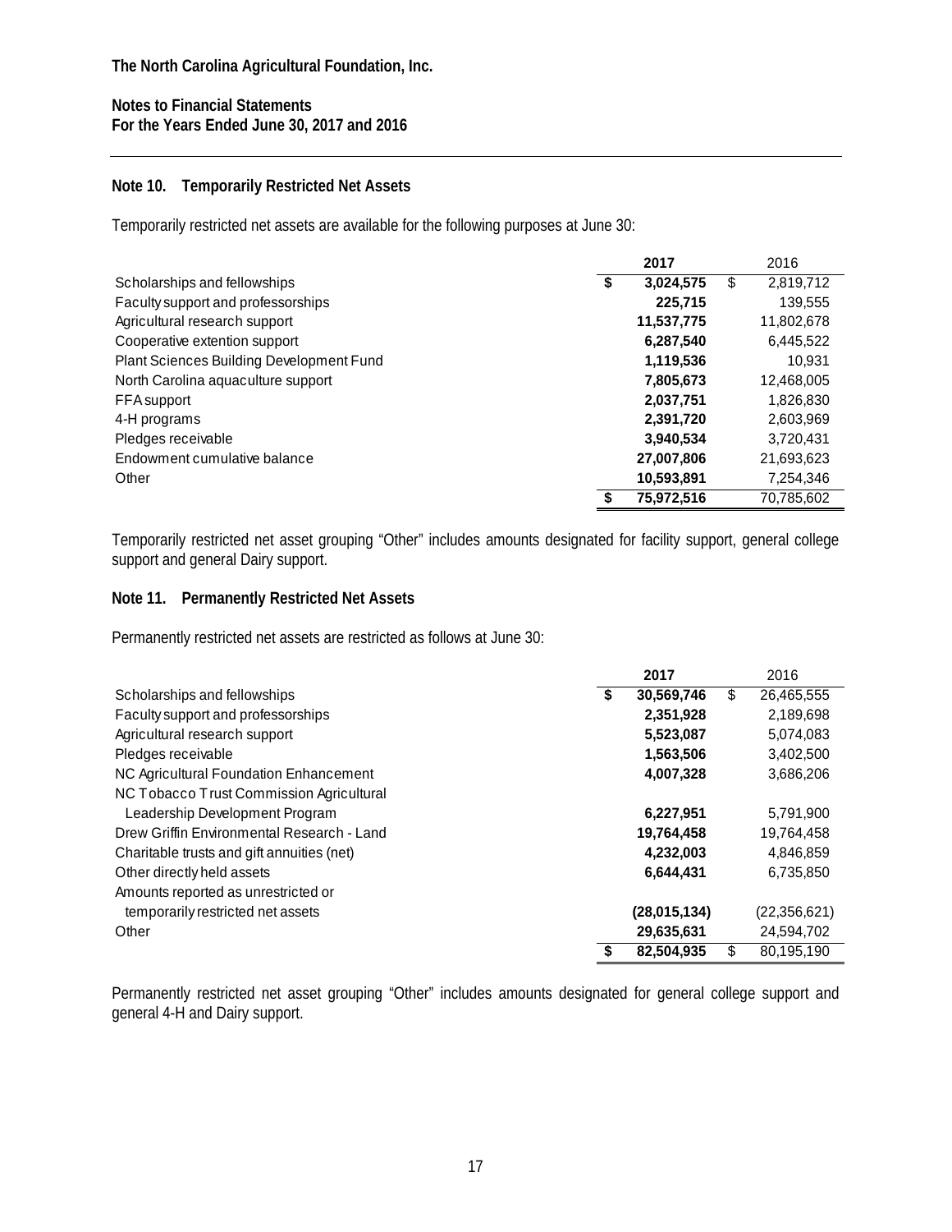The North Carolina Agricultural Foundation, Inc.

Notes to Financial Statements
For the Years Ended June 30, 2017 and 2016

## Note 10. Temporarily Restricted Net Assets

Temporarily restricted net assets are available for the following purposes at June 30:

| | 2017 | 2016 |
|---|---|---|
| Scholarships and fellowships | $ 3,024,575 | $ 2,819,712 |
| Faculty support and professorships | 225,715 | 139,555 |
| Agricultural research support | 11,537,775 | 11,802,678 |
| Cooperative extention support | 6,287,540 | 6,445,522 |
| Plant Sciences Building Development Fund | 1,119,536 | 10,931 |
| North Carolina aquaculture support | 7,805,673 | 12,468,005 |
| FFA support | 2,037,751 | 1,826,830 |
| 4-H programs | 2,391,720 | 2,603,969 |
| Pledges receivable | 3,940,534 | 3,720,431 |
| Endowment cumulative balance | 27,007,806 | 21,693,623 |
| Other | 10,593,891 | 7,254,346 |
| | $ 75,972,516 | 70,785,602 |

Temporarily restricted net asset grouping "Other" includes amounts designated for facility support, general college support and general Dairy support.

## Note 11. Permanently Restricted Net Assets

Permanently restricted net assets are restricted as follows at June 30:

| | 2017 | 2016 |
|---|---|---|
| Scholarships and fellowships | $ 30,569,746 | $ 26,465,555 |
| Faculty support and professorships | 2,351,928 | 2,189,698 |
| Agricultural research support | 5,523,087 | 5,074,083 |
| Pledges receivable | 1,563,506 | 3,402,500 |
| NC Agricultural Foundation Enhancement | 4,007,328 | 3,686,206 |
| NC Tobacco Trust Commission Agricultural Leadership Development Program | 6,227,951 | 5,791,900 |
| Drew Griffin Environmental Research - Land | 19,764,458 | 19,764,458 |
| Charitable trusts and gift annuities (net) | 4,232,003 | 4,846,859 |
| Other directly held assets | 6,644,431 | 6,735,850 |
| Amounts reported as unrestricted or temporarily restricted net assets | (28,015,134) | (22,356,621) |
| Other | 29,635,631 | 24,594,702 |
| | $ 82,504,935 | $ 80,195,190 |

Permanently restricted net asset grouping "Other" includes amounts designated for general college support and general 4-H and Dairy support.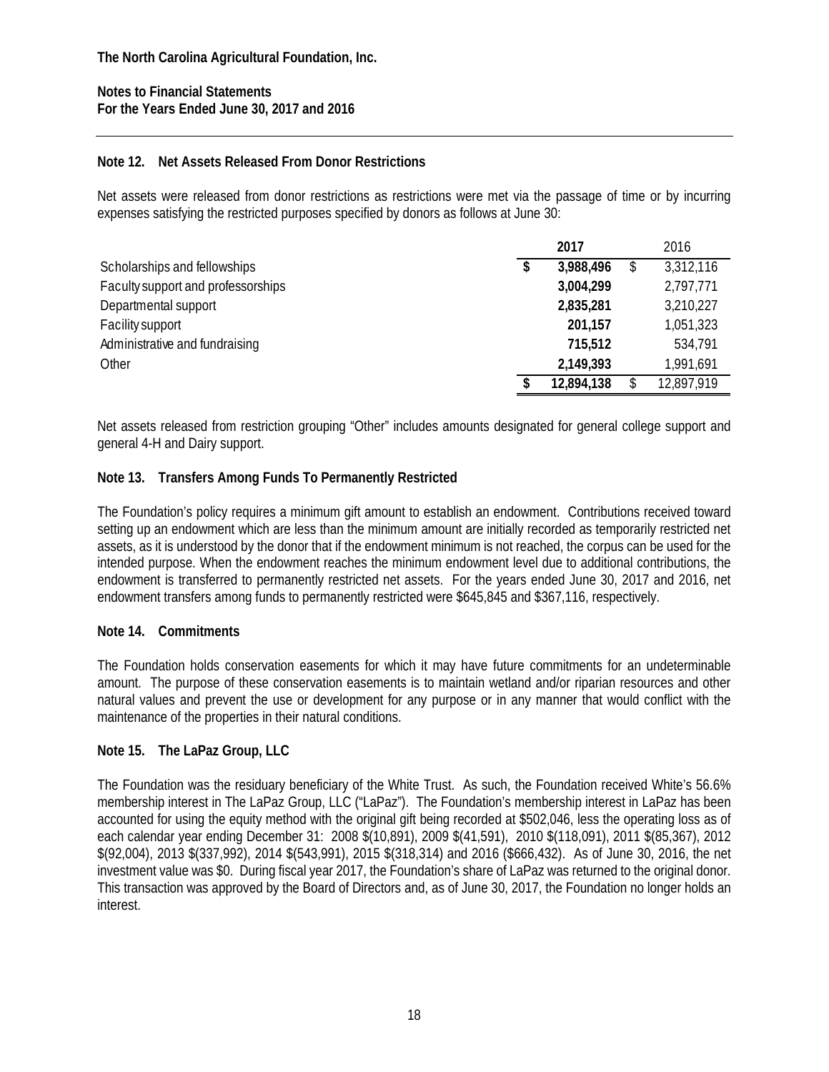**The North Carolina Agricultural Foundation, Inc.**

**Notes to Financial Statements**
**For the Years Ended June 30, 2017 and 2016**

## Note 12. Net Assets Released From Donor Restrictions

Net assets were released from donor restrictions as restrictions were met via the passage of time or by incurring expenses satisfying the restricted purposes specified by donors as follows at June 30:

| | **2017** | 2016 |
|---|---|---|
| Scholarships and fellowships | **$ 3,988,496** | $ 3,312,116 |
| Faculty support and professorships | **3,004,299** | 2,797,771 |
| Departmental support | **2,835,281** | 3,210,227 |
| Facility support | **201,157** | 1,051,323 |
| Administrative and fundraising | **715,512** | 534,791 |
| Other | **2,149,393** | 1,991,691 |
| | **$ 12,894,138** | $ 12,897,919 |

Net assets released from restriction grouping "Other" includes amounts designated for general college support and general 4-H and Dairy support.

## Note 13. Transfers Among Funds To Permanently Restricted

The Foundation's policy requires a minimum gift amount to establish an endowment. Contributions received toward setting up an endowment which are less than the minimum amount are initially recorded as temporarily restricted net assets, as it is understood by the donor that if the endowment minimum is not reached, the corpus can be used for the intended purpose. When the endowment reaches the minimum endowment level due to additional contributions, the endowment is transferred to permanently restricted net assets. For the years ended June 30, 2017 and 2016, net endowment transfers among funds to permanently restricted were $645,845 and $367,116, respectively.

## Note 14. Commitments

The Foundation holds conservation easements for which it may have future commitments for an undeterminable amount. The purpose of these conservation easements is to maintain wetland and/or riparian resources and other natural values and prevent the use or development for any purpose or in any manner that would conflict with the maintenance of the properties in their natural conditions.

## Note 15. The LaPaz Group, LLC

The Foundation was the residuary beneficiary of the White Trust. As such, the Foundation received White's 56.6% membership interest in The LaPaz Group, LLC ("LaPaz"). The Foundation's membership interest in LaPaz has been accounted for using the equity method with the original gift being recorded at $502,046, less the operating loss as of each calendar year ending December 31: 2008 $(10,891), 2009 $(41,591), 2010 $(118,091), 2011 $(85,367), 2012 $(92,004), 2013 $(337,992), 2014 $(543,991), 2015 $(318,314) and 2016 ($666,432). As of June 30, 2016, the net investment value was $0. During fiscal year 2017, the Foundation's share of LaPaz was returned to the original donor. This transaction was approved by the Board of Directors and, as of June 30, 2017, the Foundation no longer holds an interest.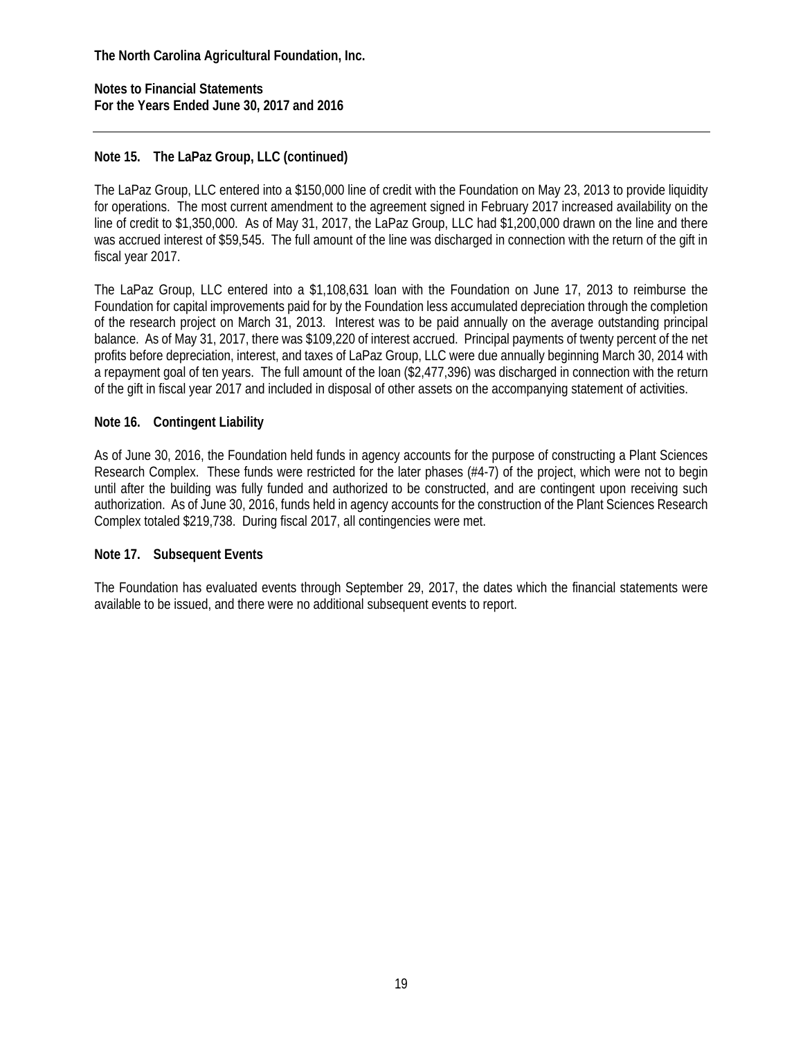## Note 15. The LaPaz Group, LLC (continued)

The LaPaz Group, LLC entered into a $150,000 line of credit with the Foundation on May 23, 2013 to provide liquidity for operations. The most current amendment to the agreement signed in February 2017 increased availability on the line of credit to $1,350,000. As of May 31, 2017, the LaPaz Group, LLC had $1,200,000 drawn on the line and there was accrued interest of $59,545. The full amount of the line was discharged in connection with the return of the gift in fiscal year 2017.

The LaPaz Group, LLC entered into a $1,108,631 loan with the Foundation on June 17, 2013 to reimburse the Foundation for capital improvements paid for by the Foundation less accumulated depreciation through the completion of the research project on March 31, 2013. Interest was to be paid annually on the average outstanding principal balance. As of May 31, 2017, there was $109,220 of interest accrued. Principal payments of twenty percent of the net profits before depreciation, interest, and taxes of LaPaz Group, LLC were due annually beginning March 30, 2014 with a repayment goal of ten years. The full amount of the loan ($2,477,396) was discharged in connection with the return of the gift in fiscal year 2017 and included in disposal of other assets on the accompanying statement of activities.

## Note 16. Contingent Liability

As of June 30, 2016, the Foundation held funds in agency accounts for the purpose of constructing a Plant Sciences Research Complex. These funds were restricted for the later phases (#4-7) of the project, which were not to begin until after the building was fully funded and authorized to be constructed, and are contingent upon receiving such authorization. As of June 30, 2016, funds held in agency accounts for the construction of the Plant Sciences Research Complex totaled $219,738. During fiscal 2017, all contingencies were met.

## Note 17. Subsequent Events

The Foundation has evaluated events through September 29, 2017, the dates which the financial statements were available to be issued, and there were no additional subsequent events to report.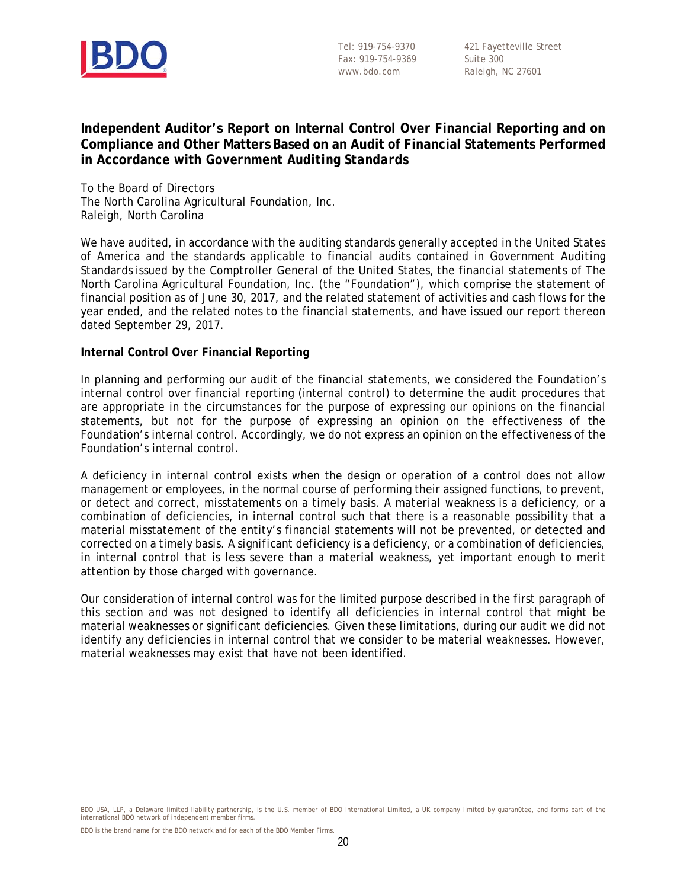Tel: 919-754-9370
Fax: 919-754-9369
www.bdo.com

421 Fayetteville Street
Suite 300
Raleigh, NC 27601

## Independent Auditor's Report on Internal Control Over Financial Reporting and on Compliance and Other Matters Based on an Audit of Financial Statements Performed in Accordance with *Government Auditing Standards*

To the Board of Directors
The North Carolina Agricultural Foundation, Inc.
Raleigh, North Carolina

We have audited, in accordance with the auditing standards generally accepted in the United States of America and the standards applicable to financial audits contained in Government Auditing Standards issued by the Comptroller General of the United States, the financial statements of The North Carolina Agricultural Foundation, Inc. (the "Foundation"), which comprise the statement of financial position as of June 30, 2017, and the related statement of activities and cash flows for the year ended, and the related notes to the financial statements, and have issued our report thereon dated September 29, 2017.

**Internal Control Over Financial Reporting**

In planning and performing our audit of the financial statements, we considered the Foundation's internal control over financial reporting (internal control) to determine the audit procedures that are appropriate in the circumstances for the purpose of expressing our opinions on the financial statements, but not for the purpose of expressing an opinion on the effectiveness of the Foundation's internal control. Accordingly, we do not express an opinion on the effectiveness of the Foundation's internal control.

A *deficiency in internal control* exists when the design or operation of a control does not allow management or employees, in the normal course of performing their assigned functions, to prevent, or detect and correct, misstatements on a timely basis. A *material weakness* is a deficiency, or a combination of deficiencies, in internal control such that there is a reasonable possibility that a material misstatement of the entity's financial statements will not be prevented, or detected and corrected on a timely basis. A *significant deficiency* is a deficiency, or a combination of deficiencies, in internal control that is less severe than a material weakness, yet important enough to merit attention by those charged with governance.

Our consideration of internal control was for the limited purpose described in the first paragraph of this section and was not designed to identify all deficiencies in internal control that might be material weaknesses or significant deficiencies. Given these limitations, during our audit we did not identify any deficiencies in internal control that we consider to be material weaknesses. However, material weaknesses may exist that have not been identified.

BDO USA, LLP, a Delaware limited liability partnership, is the U.S. member of BDO International Limited, a UK company limited by guaran0tee, and forms part of the international BDO network of independent member firms.

BDO is the brand name for the BDO network and for each of the BDO Member Firms.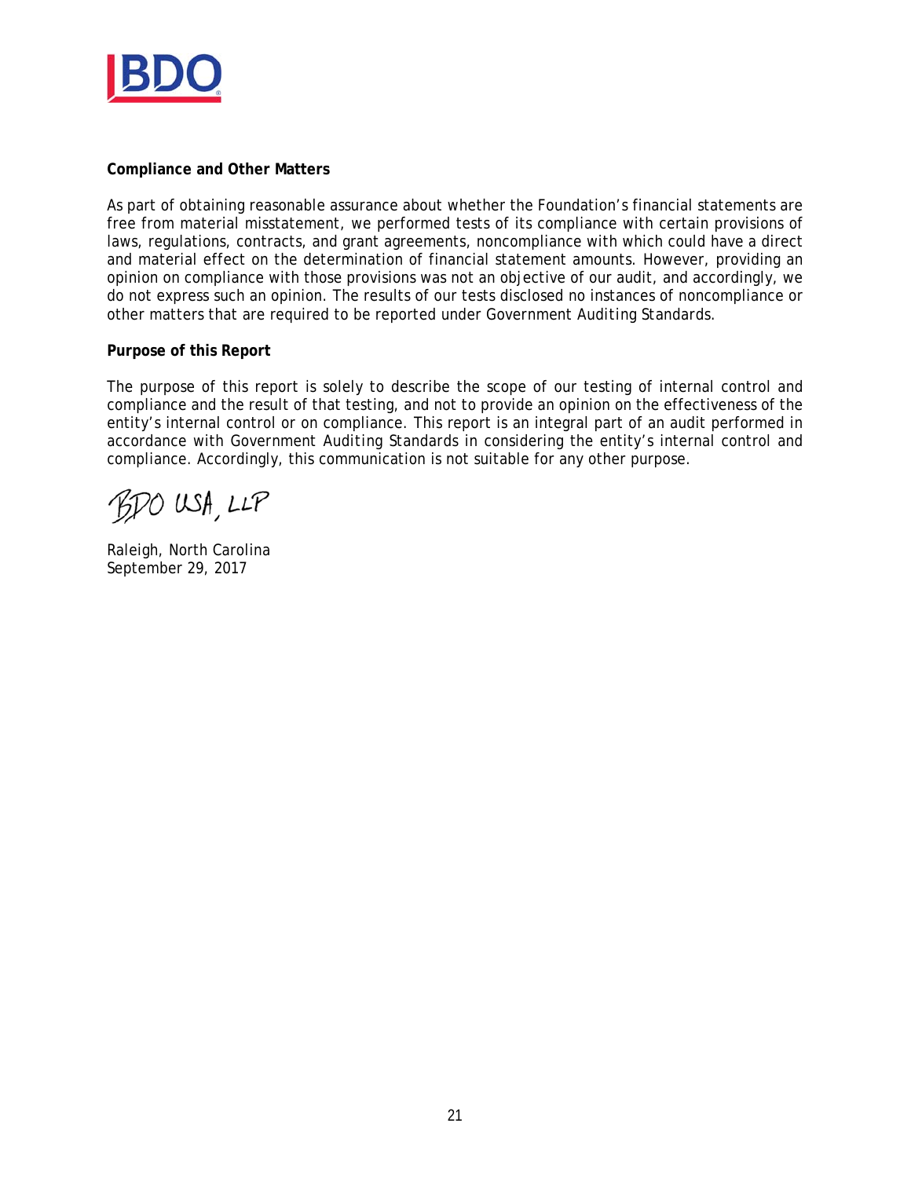**Compliance and Other Matters**

As part of obtaining reasonable assurance about whether the Foundation's financial statements are free from material misstatement, we performed tests of its compliance with certain provisions of laws, regulations, contracts, and grant agreements, noncompliance with which could have a direct and material effect on the determination of financial statement amounts. However, providing an opinion on compliance with those provisions was not an objective of our audit, and accordingly, we do not express such an opinion. The results of our tests disclosed no instances of noncompliance or other matters that are required to be reported under *Government Auditing Standards*.

**Purpose of this Report**

The purpose of this report is solely to describe the scope of our testing of internal control and compliance and the result of that testing, and not to provide an opinion on the effectiveness of the entity's internal control or on compliance. This report is an integral part of an audit performed in accordance with *Government Auditing Standards* in considering the entity's internal control and compliance. Accordingly, this communication is not suitable for any other purpose.

BDO USA, LLP

Raleigh, North Carolina
September 29, 2017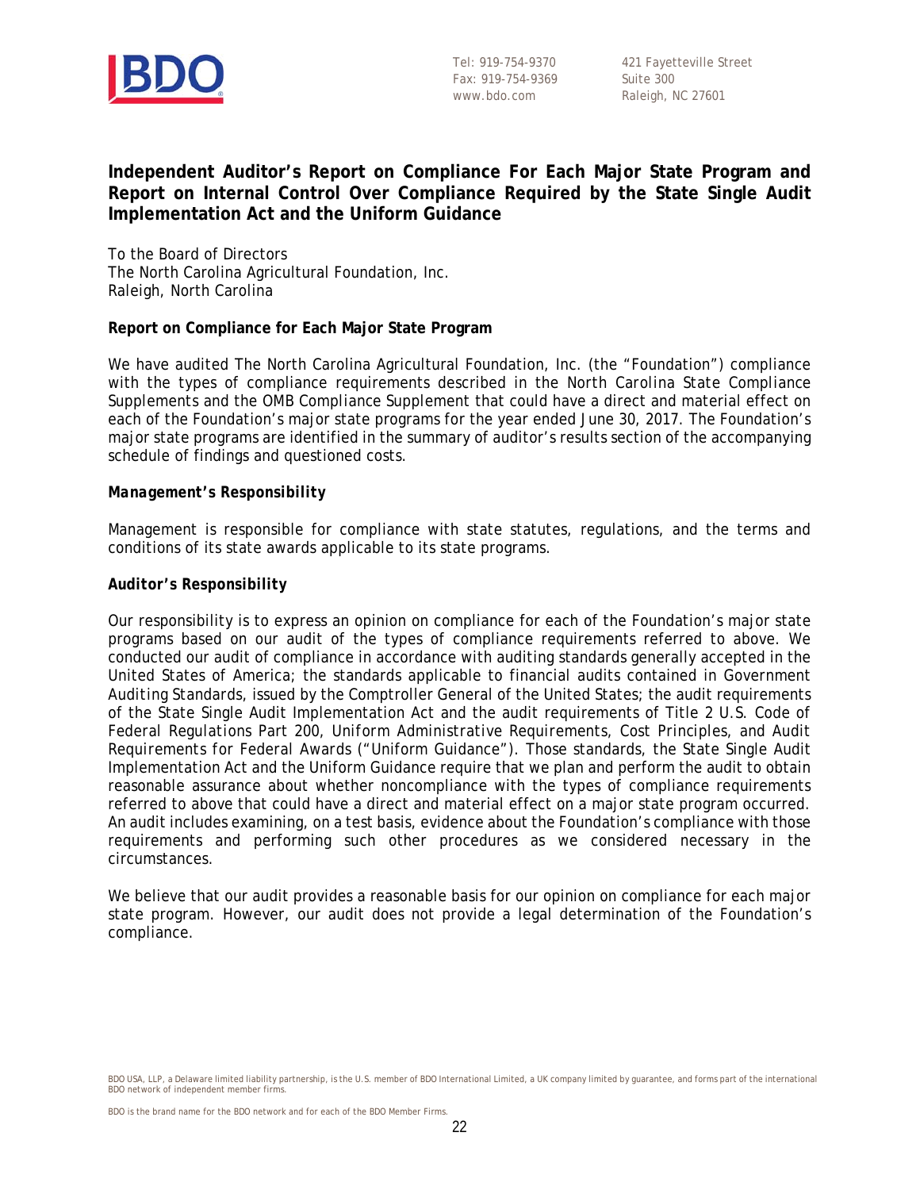Tel: 919-754-9370
Fax: 919-754-9369
www.bdo.com

421 Fayetteville Street
Suite 300
Raleigh, NC 27601

# Independent Auditor's Report on Compliance For Each Major State Program and Report on Internal Control Over Compliance Required by the State Single Audit Implementation Act and the Uniform Guidance

To the Board of Directors
The North Carolina Agricultural Foundation, Inc.
Raleigh, North Carolina

## Report on Compliance for Each Major State Program

We have audited The North Carolina Agricultural Foundation, Inc. (the "Foundation") compliance with the types of compliance requirements described in the North Carolina State Compliance Supplements and the OMB Compliance Supplement that could have a direct and material effect on each of the Foundation's major state programs for the year ended June 30, 2017. The Foundation's major state programs are identified in the summary of auditor's results section of the accompanying schedule of findings and questioned costs.

### *Management's Responsibility*

Management is responsible for compliance with state statutes, regulations, and the terms and conditions of its state awards applicable to its state programs.

### Auditor's Responsibility

Our responsibility is to express an opinion on compliance for each of the Foundation's major state programs based on our audit of the types of compliance requirements referred to above. We conducted our audit of compliance in accordance with auditing standards generally accepted in the United States of America; the standards applicable to financial audits contained in Government Auditing Standards, issued by the Comptroller General of the United States; the audit requirements of the State Single Audit Implementation Act and the audit requirements of Title 2 U.S. Code of Federal Regulations Part 200, Uniform Administrative Requirements, Cost Principles, and Audit Requirements for Federal Awards ("Uniform Guidance"). Those standards, the State Single Audit Implementation Act and the Uniform Guidance require that we plan and perform the audit to obtain reasonable assurance about whether noncompliance with the types of compliance requirements referred to above that could have a direct and material effect on a major state program occurred. An audit includes examining, on a test basis, evidence about the Foundation's compliance with those requirements and performing such other procedures as we considered necessary in the circumstances.

We believe that our audit provides a reasonable basis for our opinion on compliance for each major state program. However, our audit does not provide a legal determination of the Foundation's compliance.

BDO USA, LLP, a Delaware limited liability partnership, is the U.S. member of BDO International Limited, a UK company limited by guarantee, and forms part of the international BDO network of independent member firms.

BDO is the brand name for the BDO network and for each of the BDO Member Firms.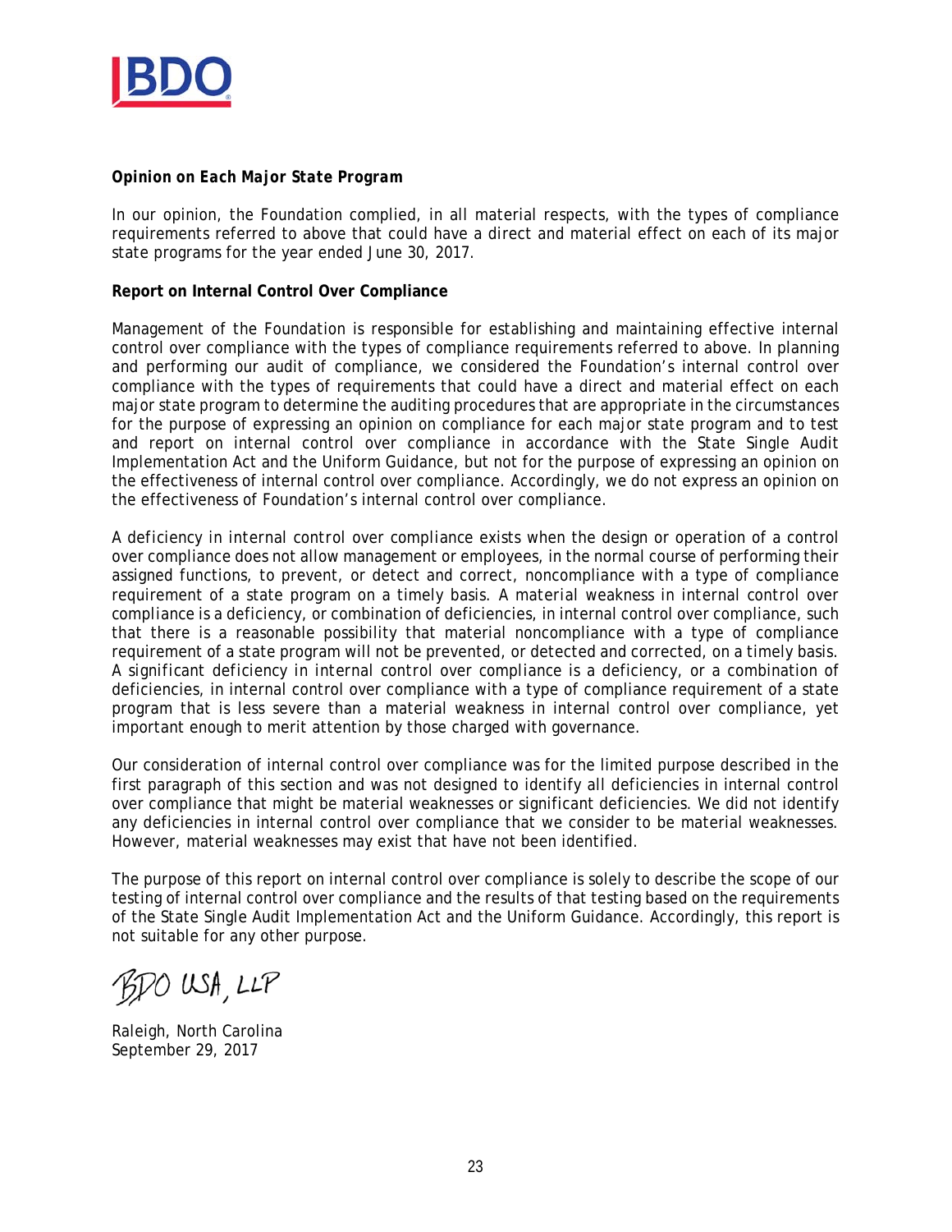**Opinion on Each Major State Program**

In our opinion, the Foundation complied, in all material respects, with the types of compliance requirements referred to above that could have a direct and material effect on each of its major state programs for the year ended June 30, 2017.

**Report on Internal Control Over Compliance**

Management of the Foundation is responsible for establishing and maintaining effective internal control over compliance with the types of compliance requirements referred to above. In planning and performing our audit of compliance, we considered the Foundation's internal control over compliance with the types of requirements that could have a direct and material effect on each major state program to determine the auditing procedures that are appropriate in the circumstances for the purpose of expressing an opinion on compliance for each major state program and to test and report on internal control over compliance in accordance with the State Single Audit Implementation Act and the Uniform Guidance, but not for the purpose of expressing an opinion on the effectiveness of internal control over compliance. Accordingly, we do not express an opinion on the effectiveness of Foundation's internal control over compliance.

A *deficiency in internal control over compliance* exists when the design or operation of a control over compliance does not allow management or employees, in the normal course of performing their assigned functions, to prevent, or detect and correct, noncompliance with a type of compliance requirement of a state program on a timely basis. A *material weakness in internal control over compliance* is a deficiency, or combination of deficiencies, in internal control over compliance, such that there is a reasonable possibility that material noncompliance with a type of compliance requirement of a state program will not be prevented, or detected and corrected, on a timely basis. A *significant deficiency in internal control over compliance* is a deficiency, or a combination of deficiencies, in internal control over compliance with a type of compliance requirement of a state program that is less severe than a material weakness in internal control over compliance, yet important enough to merit attention by those charged with governance.

Our consideration of internal control over compliance was for the limited purpose described in the first paragraph of this section and was not designed to identify all deficiencies in internal control over compliance that might be material weaknesses or significant deficiencies. We did not identify any deficiencies in internal control over compliance that we consider to be material weaknesses. However, material weaknesses may exist that have not been identified.

The purpose of this report on internal control over compliance is solely to describe the scope of our testing of internal control over compliance and the results of that testing based on the requirements of the State Single Audit Implementation Act and the Uniform Guidance. Accordingly, this report is not suitable for any other purpose.

BDO USA, LLP

Raleigh, North Carolina
September 29, 2017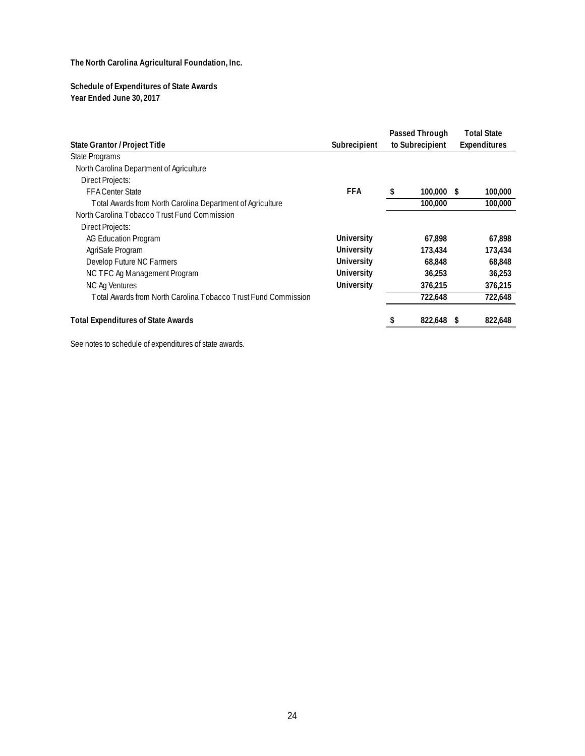**The North Carolina Agricultural Foundation, Inc.**

**Schedule of Expenditures of State Awards**
**Year Ended June 30, 2017**

| State Grantor / Project Title | Subrecipient | Passed Through to Subrecipient | Total State Expenditures |
|---|---|---|---|
| State Programs | | | |
| North Carolina Department of Agriculture | | | |
| Direct Projects: | | | |
| FFA Center State | **FFA** | $ 100,000 | $ 100,000 |
| Total Awards from North Carolina Department of Agriculture | | 100,000 | 100,000 |
| North Carolina Tobacco Trust Fund Commission | | | |
| Direct Projects: | | | |
| AG Education Program | **University** | 67,898 | 67,898 |
| AgriSafe Program | **University** | 173,434 | 173,434 |
| Develop Future NC Farmers | **University** | 68,848 | 68,848 |
| NC TFC Ag Management Program | **University** | 36,253 | 36,253 |
| NC Ag Ventures | **University** | 376,215 | 376,215 |
| Total Awards from North Carolina Tobacco Trust Fund Commission | | 722,648 | 722,648 |
| **Total Expenditures of State Awards** | | $ 822,648 | $ 822,648 |

See notes to schedule of expenditures of state awards.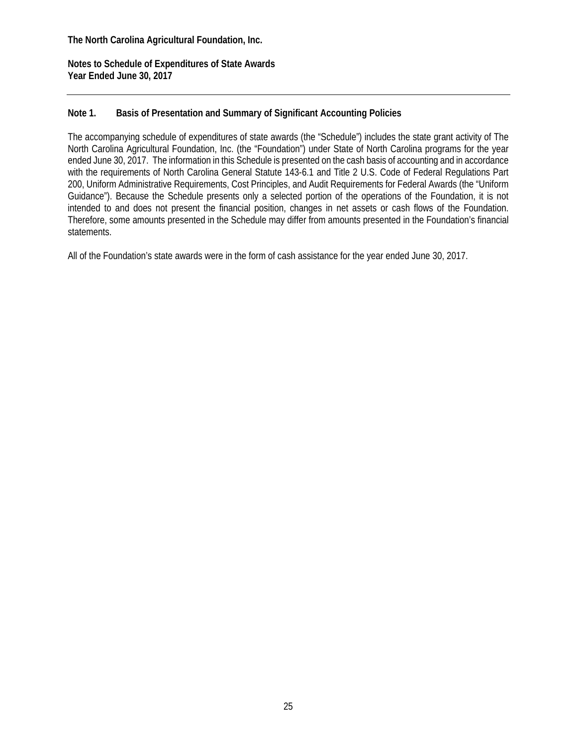**The North Carolina Agricultural Foundation, Inc.**

**Notes to Schedule of Expenditures of State Awards**
**Year Ended June 30, 2017**

---

### Note 1. Basis of Presentation and Summary of Significant Accounting Policies

The accompanying schedule of expenditures of state awards (the "Schedule") includes the state grant activity of The North Carolina Agricultural Foundation, Inc. (the "Foundation") under State of North Carolina programs for the year ended June 30, 2017. The information in this Schedule is presented on the cash basis of accounting and in accordance with the requirements of North Carolina General Statute 143-6.1 and Title 2 U.S. Code of Federal Regulations Part 200, Uniform Administrative Requirements, Cost Principles, and Audit Requirements for Federal Awards (the "Uniform Guidance"). Because the Schedule presents only a selected portion of the operations of the Foundation, it is not intended to and does not present the financial position, changes in net assets or cash flows of the Foundation. Therefore, some amounts presented in the Schedule may differ from amounts presented in the Foundation's financial statements.

All of the Foundation's state awards were in the form of cash assistance for the year ended June 30, 2017.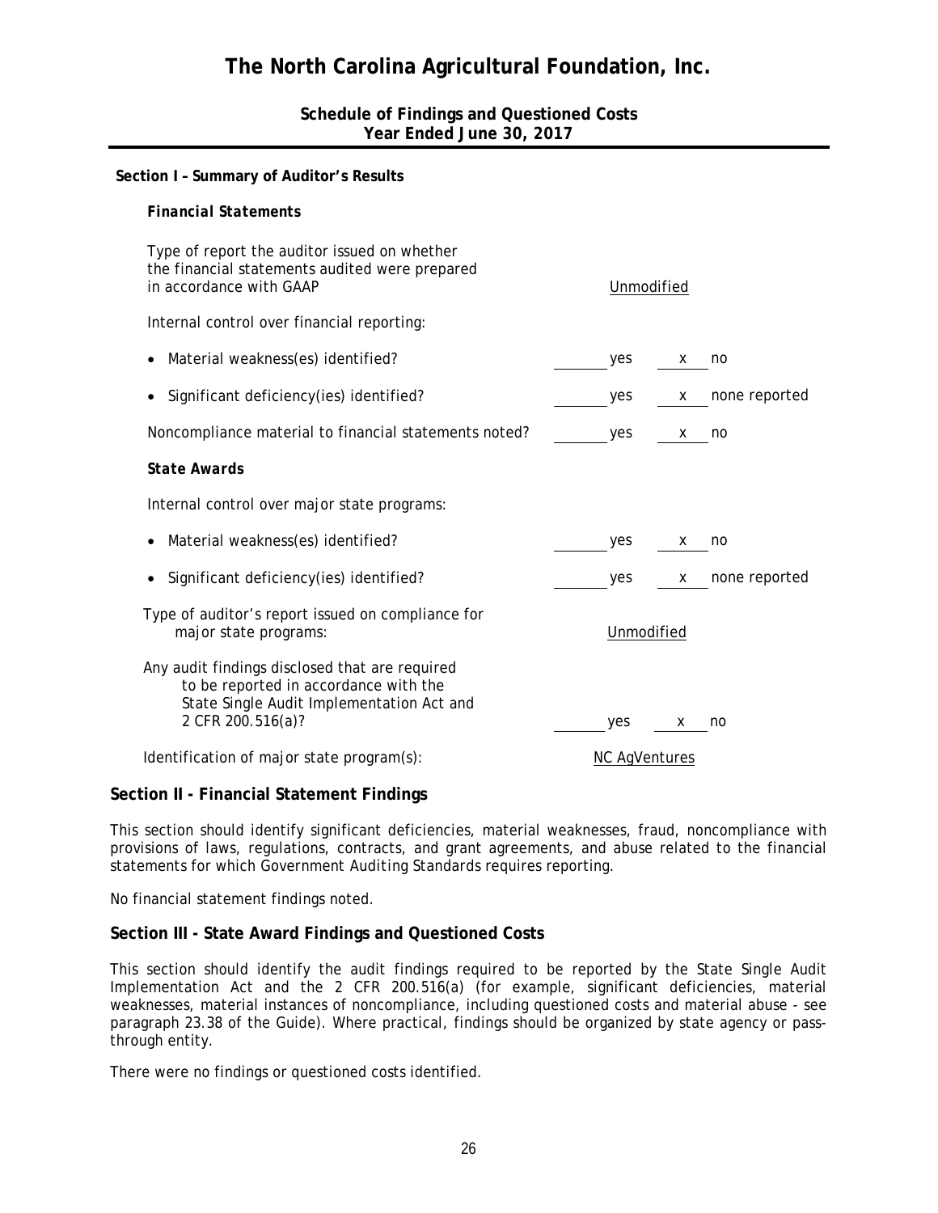# The North Carolina Agricultural Foundation, Inc.

## Schedule of Findings and Questioned Costs
## Year Ended June 30, 2017

### Section I – Summary of Auditor's Results

***Financial Statements***

| | | | |
|---|---|---|---|
| Type of report the auditor issued on whether the financial statements audited were prepared in accordance with GAAP | Unmodified | | |
| Internal control over financial reporting: | | | |
| • Material weakness(es) identified? | ____ yes | x | no |
| • Significant deficiency(ies) identified? | ____ yes | x | none reported |
| Noncompliance material to financial statements noted? | ____ yes | x | no |

***State Awards***

| | | | |
|---|---|---|---|
| Internal control over major state programs: | | | |
| • Material weakness(es) identified? | ____ yes | x | no |
| • Significant deficiency(ies) identified? | ____ yes | x | none reported |
| Type of auditor's report issued on compliance for major state programs: | Unmodified | | |
| Any audit findings disclosed that are required to be reported in accordance with the State Single Audit Implementation Act and 2 CFR 200.516(a)? | ____ yes | x | no |
| Identification of major state program(s): | NC AgVentures | | |

### Section II - Financial Statement Findings

This section should identify significant deficiencies, material weaknesses, fraud, noncompliance with provisions of laws, regulations, contracts, and grant agreements, and abuse related to the financial statements for which *Government Auditing Standards* requires reporting.

No financial statement findings noted.

### Section III - State Award Findings and Questioned Costs

This section should identify the audit findings required to be reported by the State Single Audit Implementation Act and the 2 CFR 200.516(a) (for example, significant deficiencies, material weaknesses, material instances of noncompliance, including questioned costs and material abuse - see paragraph 23.38 of the Guide). Where practical, findings should be organized by state agency or pass-through entity.

There were no findings or questioned costs identified.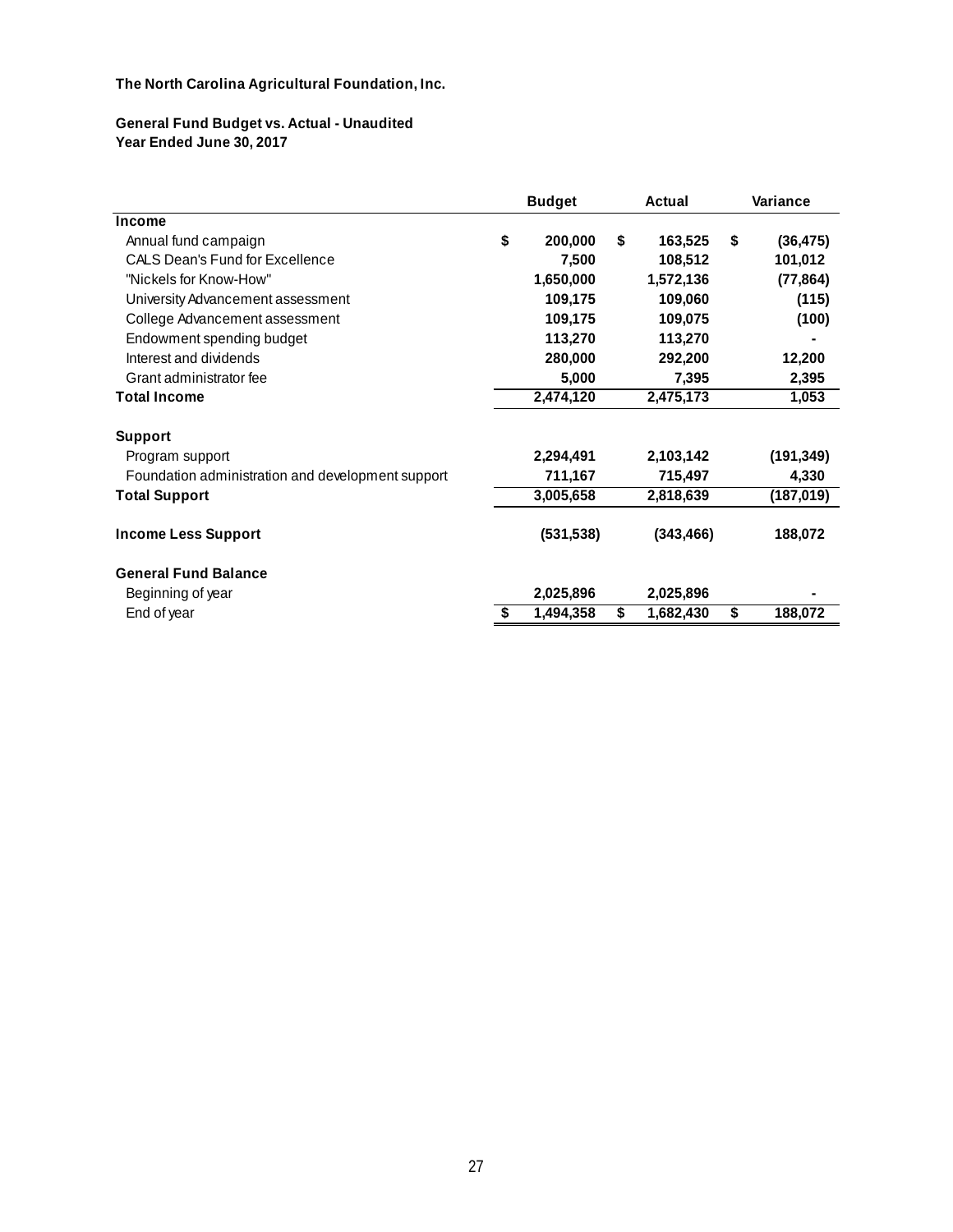**The North Carolina Agricultural Foundation, Inc.**

**General Fund Budget vs. Actual - Unaudited**
**Year Ended June 30, 2017**

| | Budget | Actual | Variance |
|---|---|---|---|
| **Income** | | | |
| Annual fund campaign | $ 200,000 | $ 163,525 | $ (36,475) |
| CALS Dean's Fund for Excellence | 7,500 | 108,512 | 101,012 |
| "Nickels for Know-How" | 1,650,000 | 1,572,136 | (77,864) |
| University Advancement assessment | 109,175 | 109,060 | (115) |
| College Advancement assessment | 109,175 | 109,075 | (100) |
| Endowment spending budget | 113,270 | 113,270 | - |
| Interest and dividends | 280,000 | 292,200 | 12,200 |
| Grant administrator fee | 5,000 | 7,395 | 2,395 |
| **Total Income** | 2,474,120 | 2,475,173 | 1,053 |
| | | | |
| **Support** | | | |
| Program support | 2,294,491 | 2,103,142 | (191,349) |
| Foundation administration and development support | 711,167 | 715,497 | 4,330 |
| **Total Support** | 3,005,658 | 2,818,639 | (187,019) |
| | | | |
| **Income Less Support** | (531,538) | (343,466) | 188,072 |
| | | | |
| **General Fund Balance** | | | |
| Beginning of year | 2,025,896 | 2,025,896 | - |
| End of year | $ 1,494,358 | $ 1,682,430 | $ 188,072 |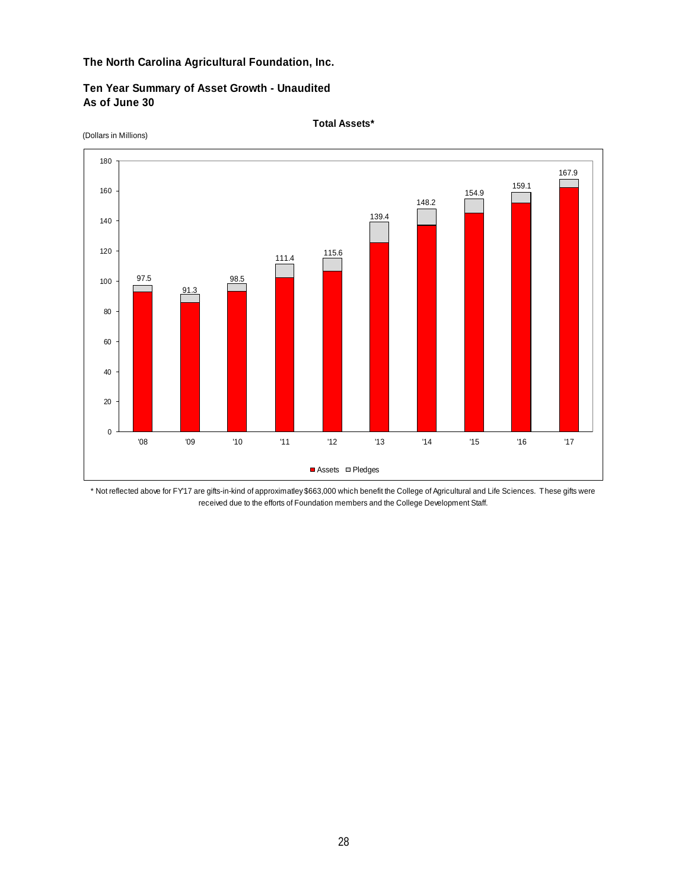**The North Carolina Agricultural Foundation, Inc.**

**Ten Year Summary of Asset Growth - Unaudited**
**As of June 30**

**Total Assets***

(Dollars in Millions)

| Year | Total (Assets + Pledges) |
|---|---|
| '08 | 97.5 |
| '09 | 91.3 |
| '10 | 98.5 |
| '11 | 111.4 |
| '12 | 115.6 |
| '13 | 139.4 |
| '14 | 148.2 |
| '15 | 154.9 |
| '16 | 159.1 |
| '17 | 167.9 |

Assets  Pledges

* Not reflected above for FY'17 are gifts-in-kind of approximatley $663,000 which benefit the College of Agricultural and Life Sciences. These gifts were received due to the efforts of Foundation members and the College Development Staff.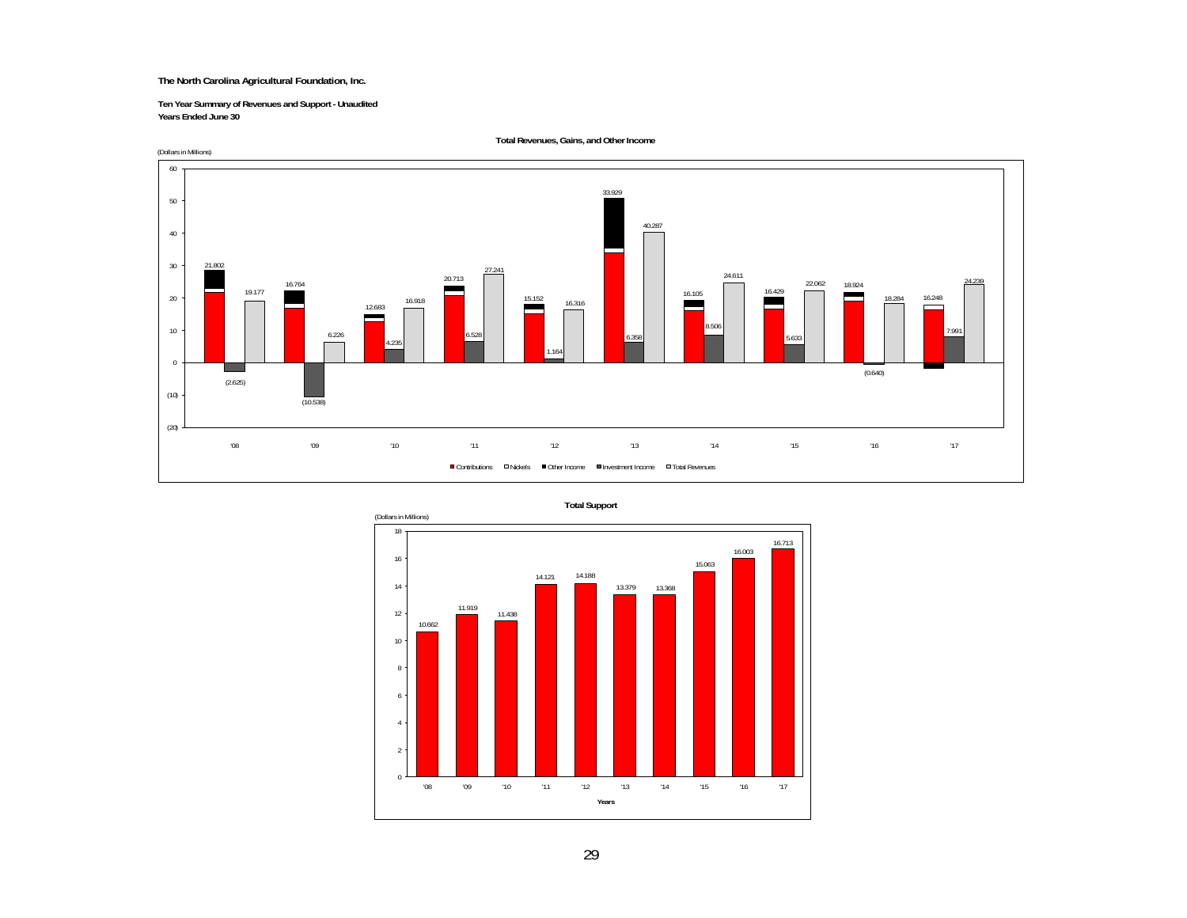**The North Carolina Agricultural Foundation, Inc.**

**Ten Year Summary of Revenues and Support - Unaudited**
**Years Ended June 30**

**Total Revenues, Gains, and Other Income**

(Dollars in Millions)

60
50
40
30
20
10
0
(10)
(20)

21.802
(2.625)
19.177
16.764
(10.538)
6.226
12.683
4.235
16.918
20.713
6.528
27.241
15.152
1.164
16.316
33.929
6.358
40.287
16.105
8.506
24.611
16.429
5.633
22.062
18.924
(0.640)
18.284
16.248
7.991
24.239

'08 '09 '10 '11 '12 '13 '14 '15 '16 '17

Contributions Nickels Other Income Investment Income Total Revenues

**Total Support**

(Dollars in Millions)

18
16
14
12
10
8
6
4
2
0

10.662
11.919
11.438
14.121
14.188
13.379
13.368
15.063
16.003
16.713

'08 '09 '10 '11 '12 '13 '14 '15 '16 '17

**Years**